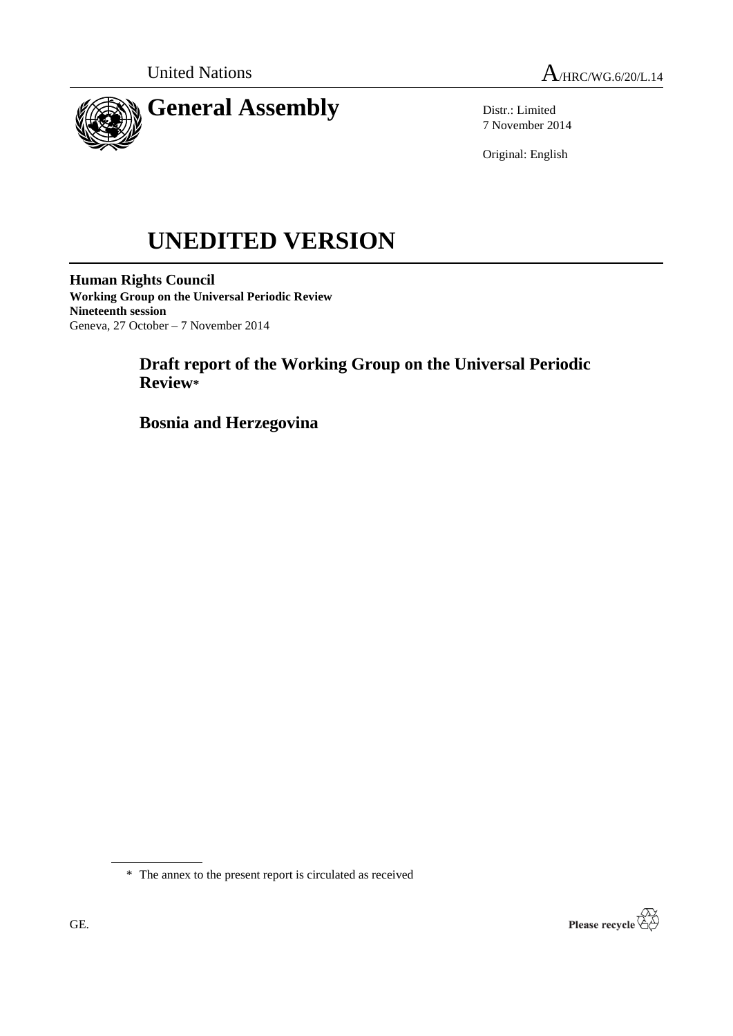United Nations

A/HRC/WG.6/20/L.14

# General Assembly

Distr.: Limited
7 November 2014

Original: English

# UNEDITED VERSION

**Human Rights Council**
**Working Group on the Universal Periodic Review**
**Nineteenth session**
Geneva, 27 October – 7 November 2014

## Draft report of the Working Group on the Universal Periodic Review*

## Bosnia and Herzegovina

\* The annex to the present report is circulated as received

GE.

Please recycle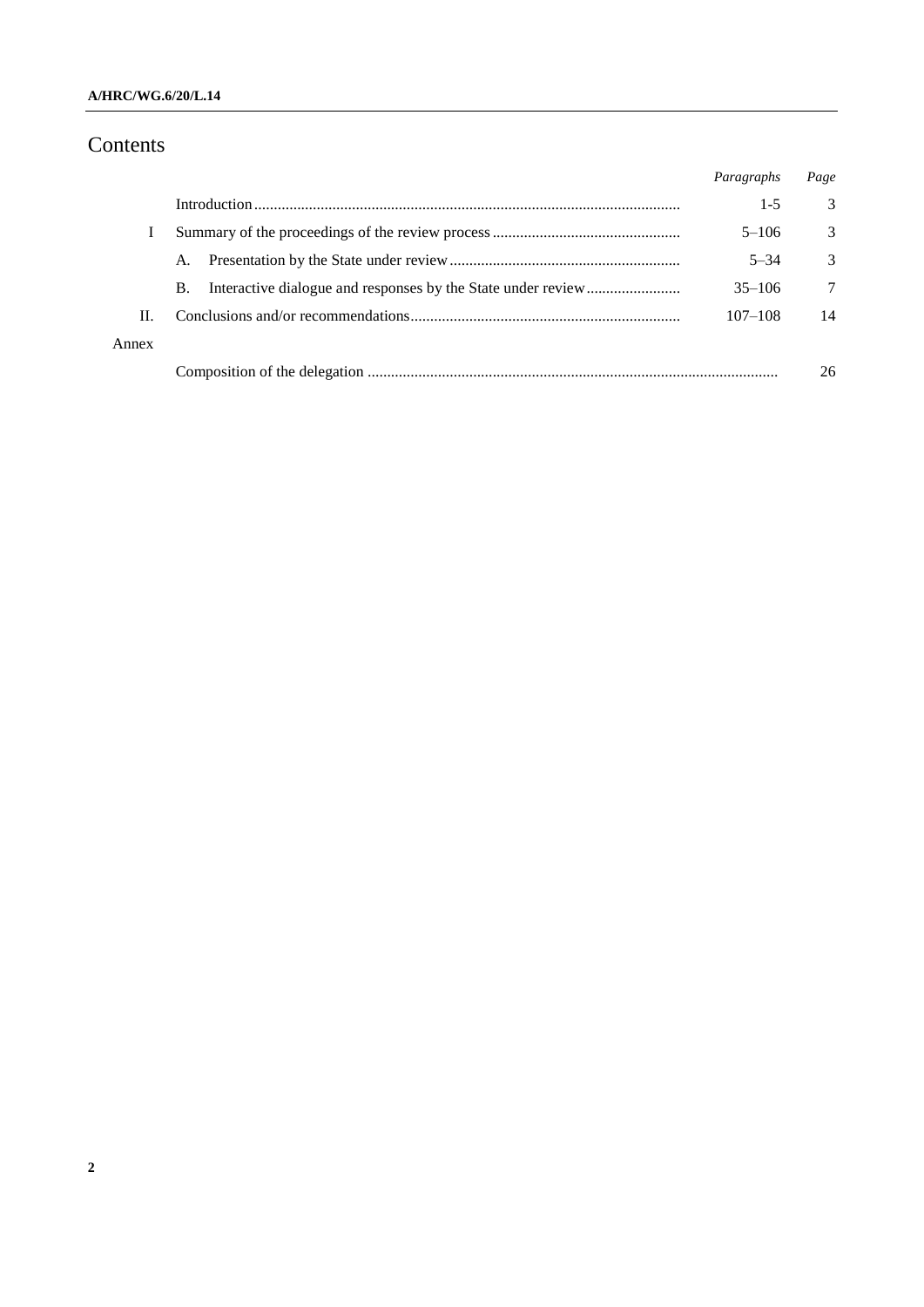# Contents

| | | Paragraphs | Page |
|---|---|---|---|
| | Introduction | 1-5 | 3 |
| I | Summary of the proceedings of the review process | 5–106 | 3 |
| | A. Presentation by the State under review | 5–34 | 3 |
| | B. Interactive dialogue and responses by the State under review | 35–106 | 7 |
| II. | Conclusions and/or recommendations | 107–108 | 14 |
| Annex | | | |
| | Composition of the delegation | | 26 |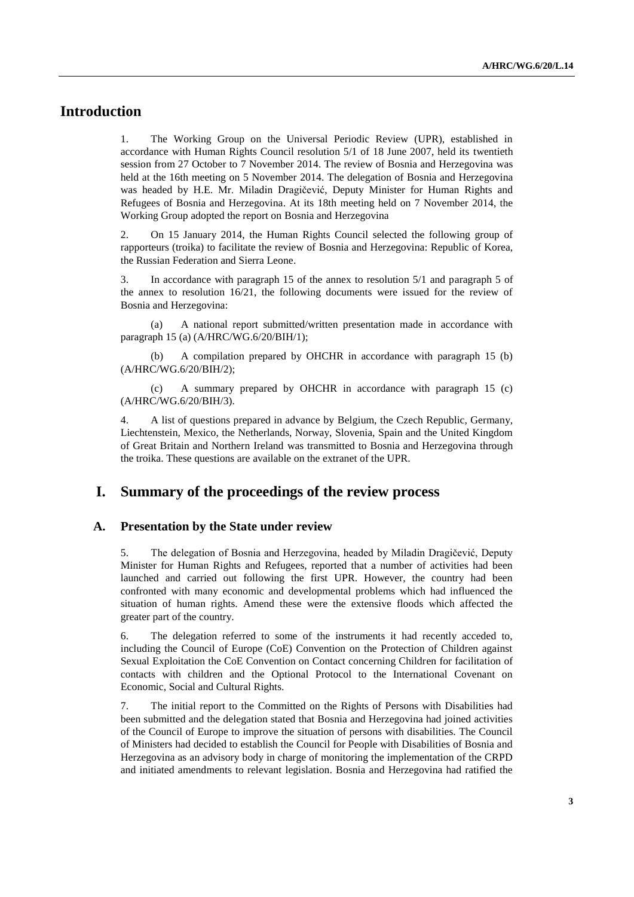# Introduction

1. The Working Group on the Universal Periodic Review (UPR), established in accordance with Human Rights Council resolution 5/1 of 18 June 2007, held its twentieth session from 27 October to 7 November 2014. The review of Bosnia and Herzegovina was held at the 16th meeting on 5 November 2014. The delegation of Bosnia and Herzegovina was headed by H.E. Mr. Miladin Dragičević, Deputy Minister for Human Rights and Refugees of Bosnia and Herzegovina. At its 18th meeting held on 7 November 2014, the Working Group adopted the report on Bosnia and Herzegovina

2. On 15 January 2014, the Human Rights Council selected the following group of rapporteurs (troika) to facilitate the review of Bosnia and Herzegovina: Republic of Korea, the Russian Federation and Sierra Leone.

3. In accordance with paragraph 15 of the annex to resolution 5/1 and paragraph 5 of the annex to resolution 16/21, the following documents were issued for the review of Bosnia and Herzegovina:

(a) A national report submitted/written presentation made in accordance with paragraph 15 (a) (A/HRC/WG.6/20/BIH/1);

(b) A compilation prepared by OHCHR in accordance with paragraph 15 (b) (A/HRC/WG.6/20/BIH/2);

(c) A summary prepared by OHCHR in accordance with paragraph 15 (c) (A/HRC/WG.6/20/BIH/3).

4. A list of questions prepared in advance by Belgium, the Czech Republic, Germany, Liechtenstein, Mexico, the Netherlands, Norway, Slovenia, Spain and the United Kingdom of Great Britain and Northern Ireland was transmitted to Bosnia and Herzegovina through the troika. These questions are available on the extranet of the UPR.

# I. Summary of the proceedings of the review process

## A. Presentation by the State under review

5. The delegation of Bosnia and Herzegovina, headed by Miladin Dragičević, Deputy Minister for Human Rights and Refugees, reported that a number of activities had been launched and carried out following the first UPR. However, the country had been confronted with many economic and developmental problems which had influenced the situation of human rights. Amend these were the extensive floods which affected the greater part of the country.

6. The delegation referred to some of the instruments it had recently acceded to, including the Council of Europe (CoE) Convention on the Protection of Children against Sexual Exploitation the CoE Convention on Contact concerning Children for facilitation of contacts with children and the Optional Protocol to the International Covenant on Economic, Social and Cultural Rights.

7. The initial report to the Committed on the Rights of Persons with Disabilities had been submitted and the delegation stated that Bosnia and Herzegovina had joined activities of the Council of Europe to improve the situation of persons with disabilities. The Council of Ministers had decided to establish the Council for People with Disabilities of Bosnia and Herzegovina as an advisory body in charge of monitoring the implementation of the CRPD and initiated amendments to relevant legislation. Bosnia and Herzegovina had ratified the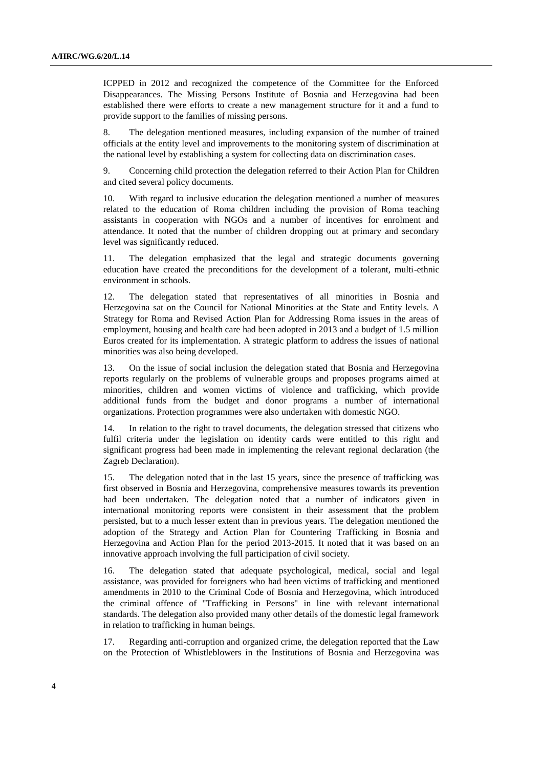ICPPED in 2012 and recognized the competence of the Committee for the Enforced Disappearances. The Missing Persons Institute of Bosnia and Herzegovina had been established there were efforts to create a new management structure for it and a fund to provide support to the families of missing persons.

8. The delegation mentioned measures, including expansion of the number of trained officials at the entity level and improvements to the monitoring system of discrimination at the national level by establishing a system for collecting data on discrimination cases.

9. Concerning child protection the delegation referred to their Action Plan for Children and cited several policy documents.

10. With regard to inclusive education the delegation mentioned a number of measures related to the education of Roma children including the provision of Roma teaching assistants in cooperation with NGOs and a number of incentives for enrolment and attendance. It noted that the number of children dropping out at primary and secondary level was significantly reduced.

11. The delegation emphasized that the legal and strategic documents governing education have created the preconditions for the development of a tolerant, multi-ethnic environment in schools.

12. The delegation stated that representatives of all minorities in Bosnia and Herzegovina sat on the Council for National Minorities at the State and Entity levels. A Strategy for Roma and Revised Action Plan for Addressing Roma issues in the areas of employment, housing and health care had been adopted in 2013 and a budget of 1.5 million Euros created for its implementation. A strategic platform to address the issues of national minorities was also being developed.

13. On the issue of social inclusion the delegation stated that Bosnia and Herzegovina reports regularly on the problems of vulnerable groups and proposes programs aimed at minorities, children and women victims of violence and trafficking, which provide additional funds from the budget and donor programs a number of international organizations. Protection programmes were also undertaken with domestic NGO.

14. In relation to the right to travel documents, the delegation stressed that citizens who fulfil criteria under the legislation on identity cards were entitled to this right and significant progress had been made in implementing the relevant regional declaration (the Zagreb Declaration).

15. The delegation noted that in the last 15 years, since the presence of trafficking was first observed in Bosnia and Herzegovina, comprehensive measures towards its prevention had been undertaken. The delegation noted that a number of indicators given in international monitoring reports were consistent in their assessment that the problem persisted, but to a much lesser extent than in previous years. The delegation mentioned the adoption of the Strategy and Action Plan for Countering Trafficking in Bosnia and Herzegovina and Action Plan for the period 2013-2015. It noted that it was based on an innovative approach involving the full participation of civil society.

16. The delegation stated that adequate psychological, medical, social and legal assistance, was provided for foreigners who had been victims of trafficking and mentioned amendments in 2010 to the Criminal Code of Bosnia and Herzegovina, which introduced the criminal offence of "Trafficking in Persons" in line with relevant international standards. The delegation also provided many other details of the domestic legal framework in relation to trafficking in human beings.

17. Regarding anti-corruption and organized crime, the delegation reported that the Law on the Protection of Whistleblowers in the Institutions of Bosnia and Herzegovina was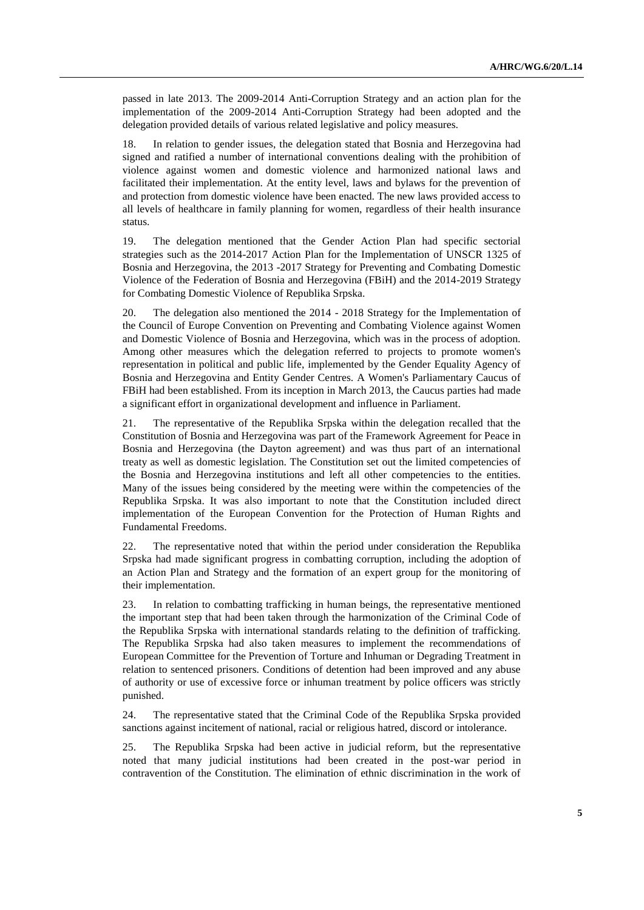passed in late 2013. The 2009-2014 Anti-Corruption Strategy and an action plan for the implementation of the 2009-2014 Anti-Corruption Strategy had been adopted and the delegation provided details of various related legislative and policy measures.

18. In relation to gender issues, the delegation stated that Bosnia and Herzegovina had signed and ratified a number of international conventions dealing with the prohibition of violence against women and domestic violence and harmonized national laws and facilitated their implementation. At the entity level, laws and bylaws for the prevention of and protection from domestic violence have been enacted. The new laws provided access to all levels of healthcare in family planning for women, regardless of their health insurance status.

19. The delegation mentioned that the Gender Action Plan had specific sectorial strategies such as the 2014-2017 Action Plan for the Implementation of UNSCR 1325 of Bosnia and Herzegovina, the 2013 -2017 Strategy for Preventing and Combating Domestic Violence of the Federation of Bosnia and Herzegovina (FBiH) and the 2014-2019 Strategy for Combating Domestic Violence of Republika Srpska.

20. The delegation also mentioned the 2014 - 2018 Strategy for the Implementation of the Council of Europe Convention on Preventing and Combating Violence against Women and Domestic Violence of Bosnia and Herzegovina, which was in the process of adoption. Among other measures which the delegation referred to projects to promote women's representation in political and public life, implemented by the Gender Equality Agency of Bosnia and Herzegovina and Entity Gender Centres. A Women's Parliamentary Caucus of FBiH had been established. From its inception in March 2013, the Caucus parties had made a significant effort in organizational development and influence in Parliament.

21. The representative of the Republika Srpska within the delegation recalled that the Constitution of Bosnia and Herzegovina was part of the Framework Agreement for Peace in Bosnia and Herzegovina (the Dayton agreement) and was thus part of an international treaty as well as domestic legislation. The Constitution set out the limited competencies of the Bosnia and Herzegovina institutions and left all other competencies to the entities. Many of the issues being considered by the meeting were within the competencies of the Republika Srpska. It was also important to note that the Constitution included direct implementation of the European Convention for the Protection of Human Rights and Fundamental Freedoms.

22. The representative noted that within the period under consideration the Republika Srpska had made significant progress in combatting corruption, including the adoption of an Action Plan and Strategy and the formation of an expert group for the monitoring of their implementation.

23. In relation to combatting trafficking in human beings, the representative mentioned the important step that had been taken through the harmonization of the Criminal Code of the Republika Srpska with international standards relating to the definition of trafficking. The Republika Srpska had also taken measures to implement the recommendations of European Committee for the Prevention of Torture and Inhuman or Degrading Treatment in relation to sentenced prisoners. Conditions of detention had been improved and any abuse of authority or use of excessive force or inhuman treatment by police officers was strictly punished.

24. The representative stated that the Criminal Code of the Republika Srpska provided sanctions against incitement of national, racial or religious hatred, discord or intolerance.

25. The Republika Srpska had been active in judicial reform, but the representative noted that many judicial institutions had been created in the post-war period in contravention of the Constitution. The elimination of ethnic discrimination in the work of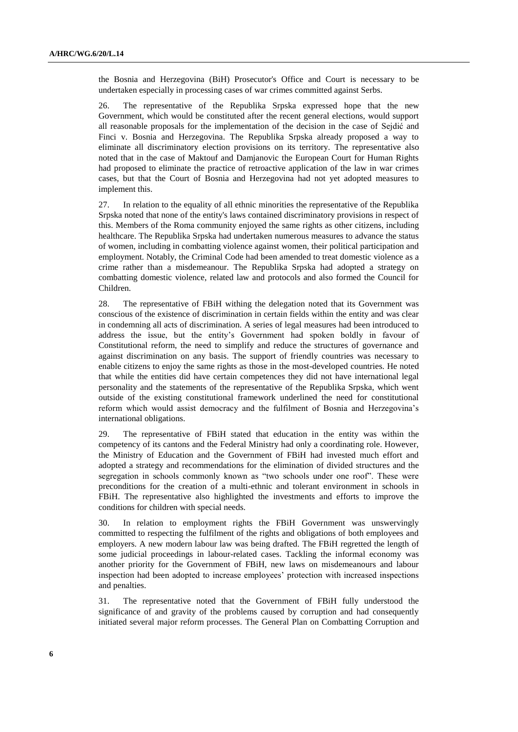the Bosnia and Herzegovina (BiH) Prosecutor's Office and Court is necessary to be undertaken especially in processing cases of war crimes committed against Serbs.

26. The representative of the Republika Srpska expressed hope that the new Government, which would be constituted after the recent general elections, would support all reasonable proposals for the implementation of the decision in the case of Sejdić and Finci v. Bosnia and Herzegovina. The Republika Srpska already proposed a way to eliminate all discriminatory election provisions on its territory. The representative also noted that in the case of Maktouf and Damjanovic the European Court for Human Rights had proposed to eliminate the practice of retroactive application of the law in war crimes cases, but that the Court of Bosnia and Herzegovina had not yet adopted measures to implement this.

27. In relation to the equality of all ethnic minorities the representative of the Republika Srpska noted that none of the entity's laws contained discriminatory provisions in respect of this. Members of the Roma community enjoyed the same rights as other citizens, including healthcare. The Republika Srpska had undertaken numerous measures to advance the status of women, including in combatting violence against women, their political participation and employment. Notably, the Criminal Code had been amended to treat domestic violence as a crime rather than a misdemeanour. The Republika Srpska had adopted a strategy on combatting domestic violence, related law and protocols and also formed the Council for Children.

28. The representative of FBiH withing the delegation noted that its Government was conscious of the existence of discrimination in certain fields within the entity and was clear in condemning all acts of discrimination. A series of legal measures had been introduced to address the issue, but the entity's Government had spoken boldly in favour of Constitutional reform, the need to simplify and reduce the structures of governance and against discrimination on any basis. The support of friendly countries was necessary to enable citizens to enjoy the same rights as those in the most-developed countries. He noted that while the entities did have certain competences they did not have international legal personality and the statements of the representative of the Republika Srpska, which went outside of the existing constitutional framework underlined the need for constitutional reform which would assist democracy and the fulfilment of Bosnia and Herzegovina's international obligations.

29. The representative of FBiH stated that education in the entity was within the competency of its cantons and the Federal Ministry had only a coordinating role. However, the Ministry of Education and the Government of FBiH had invested much effort and adopted a strategy and recommendations for the elimination of divided structures and the segregation in schools commonly known as "two schools under one roof". These were preconditions for the creation of a multi-ethnic and tolerant environment in schools in FBiH. The representative also highlighted the investments and efforts to improve the conditions for children with special needs.

30. In relation to employment rights the FBiH Government was unswervingly committed to respecting the fulfilment of the rights and obligations of both employees and employers. A new modern labour law was being drafted. The FBiH regretted the length of some judicial proceedings in labour-related cases. Tackling the informal economy was another priority for the Government of FBiH, new laws on misdemeanours and labour inspection had been adopted to increase employees' protection with increased inspections and penalties.

31. The representative noted that the Government of FBiH fully understood the significance of and gravity of the problems caused by corruption and had consequently initiated several major reform processes. The General Plan on Combatting Corruption and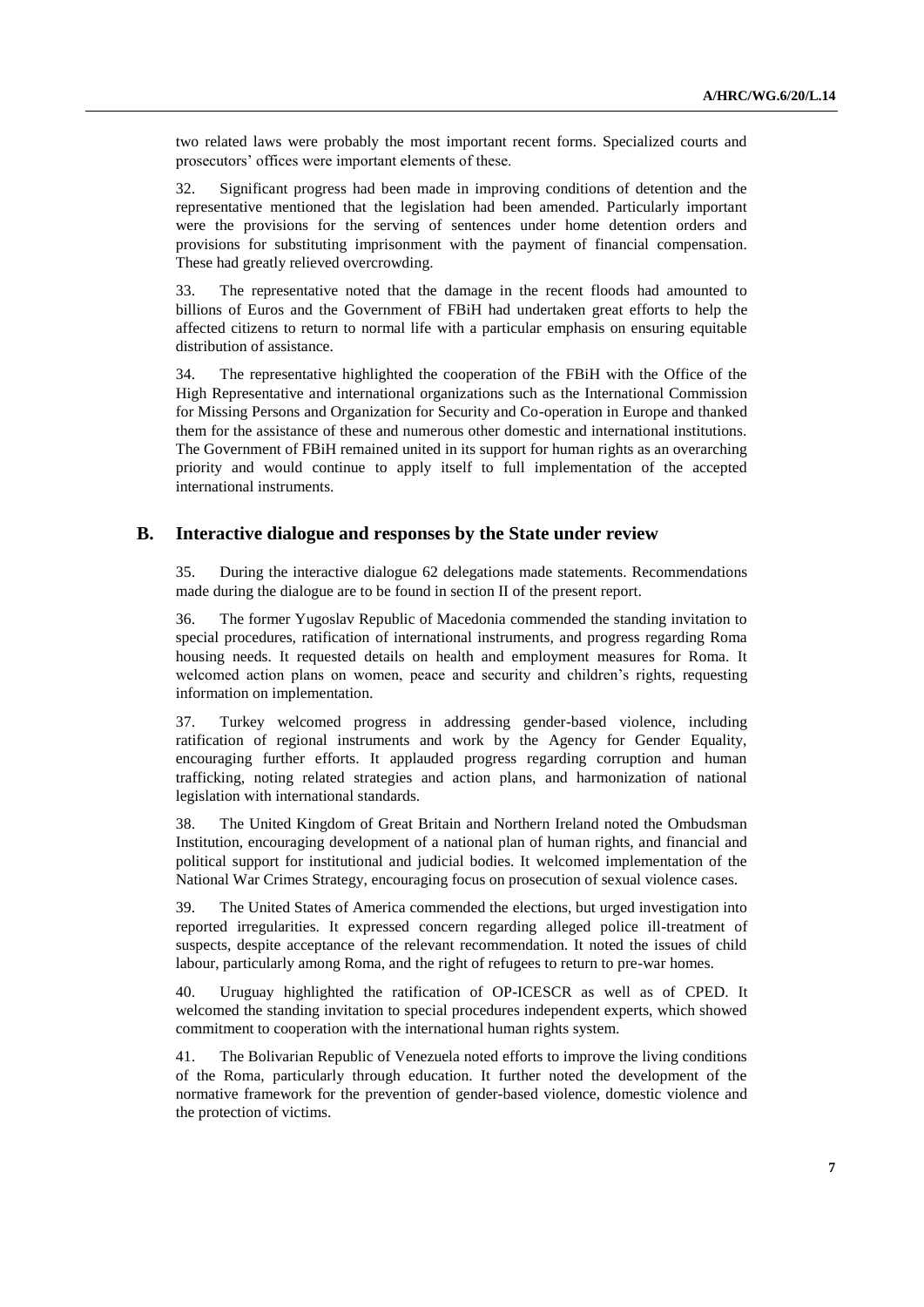two related laws were probably the most important recent forms. Specialized courts and prosecutors' offices were important elements of these.

32. Significant progress had been made in improving conditions of detention and the representative mentioned that the legislation had been amended. Particularly important were the provisions for the serving of sentences under home detention orders and provisions for substituting imprisonment with the payment of financial compensation. These had greatly relieved overcrowding.

33. The representative noted that the damage in the recent floods had amounted to billions of Euros and the Government of FBiH had undertaken great efforts to help the affected citizens to return to normal life with a particular emphasis on ensuring equitable distribution of assistance.

34. The representative highlighted the cooperation of the FBiH with the Office of the High Representative and international organizations such as the International Commission for Missing Persons and Organization for Security and Co-operation in Europe and thanked them for the assistance of these and numerous other domestic and international institutions. The Government of FBiH remained united in its support for human rights as an overarching priority and would continue to apply itself to full implementation of the accepted international instruments.

## B. Interactive dialogue and responses by the State under review

35. During the interactive dialogue 62 delegations made statements. Recommendations made during the dialogue are to be found in section II of the present report.

36. The former Yugoslav Republic of Macedonia commended the standing invitation to special procedures, ratification of international instruments, and progress regarding Roma housing needs. It requested details on health and employment measures for Roma. It welcomed action plans on women, peace and security and children's rights, requesting information on implementation.

37. Turkey welcomed progress in addressing gender-based violence, including ratification of regional instruments and work by the Agency for Gender Equality, encouraging further efforts. It applauded progress regarding corruption and human trafficking, noting related strategies and action plans, and harmonization of national legislation with international standards.

38. The United Kingdom of Great Britain and Northern Ireland noted the Ombudsman Institution, encouraging development of a national plan of human rights, and financial and political support for institutional and judicial bodies. It welcomed implementation of the National War Crimes Strategy, encouraging focus on prosecution of sexual violence cases.

39. The United States of America commended the elections, but urged investigation into reported irregularities. It expressed concern regarding alleged police ill-treatment of suspects, despite acceptance of the relevant recommendation. It noted the issues of child labour, particularly among Roma, and the right of refugees to return to pre-war homes.

40. Uruguay highlighted the ratification of OP-ICESCR as well as of CPED. It welcomed the standing invitation to special procedures independent experts, which showed commitment to cooperation with the international human rights system.

41. The Bolivarian Republic of Venezuela noted efforts to improve the living conditions of the Roma, particularly through education. It further noted the development of the normative framework for the prevention of gender-based violence, domestic violence and the protection of victims.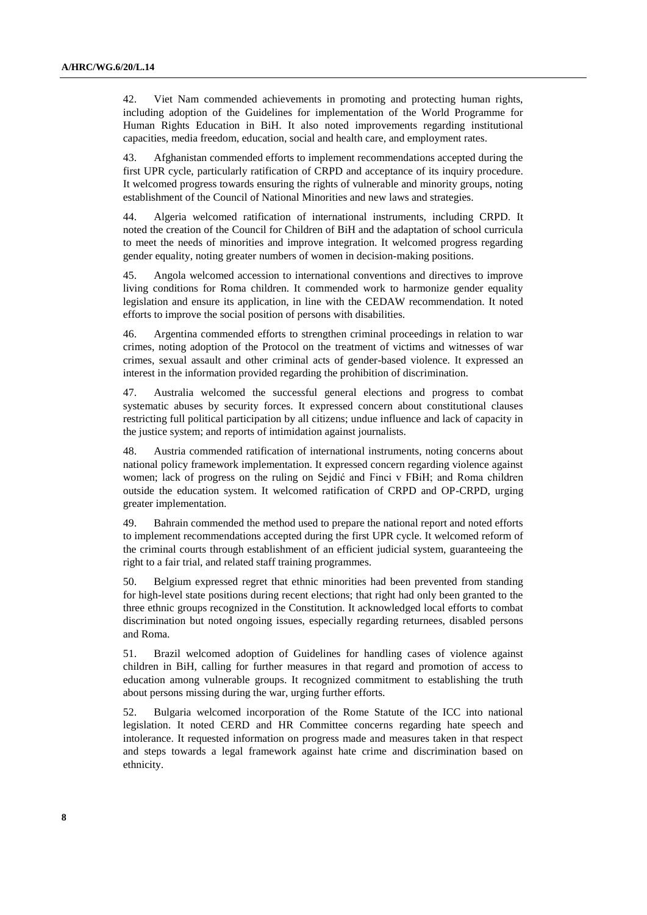42. Viet Nam commended achievements in promoting and protecting human rights, including adoption of the Guidelines for implementation of the World Programme for Human Rights Education in BiH. It also noted improvements regarding institutional capacities, media freedom, education, social and health care, and employment rates.

43. Afghanistan commended efforts to implement recommendations accepted during the first UPR cycle, particularly ratification of CRPD and acceptance of its inquiry procedure. It welcomed progress towards ensuring the rights of vulnerable and minority groups, noting establishment of the Council of National Minorities and new laws and strategies.

44. Algeria welcomed ratification of international instruments, including CRPD. It noted the creation of the Council for Children of BiH and the adaptation of school curricula to meet the needs of minorities and improve integration. It welcomed progress regarding gender equality, noting greater numbers of women in decision-making positions.

45. Angola welcomed accession to international conventions and directives to improve living conditions for Roma children. It commended work to harmonize gender equality legislation and ensure its application, in line with the CEDAW recommendation. It noted efforts to improve the social position of persons with disabilities.

46. Argentina commended efforts to strengthen criminal proceedings in relation to war crimes, noting adoption of the Protocol on the treatment of victims and witnesses of war crimes, sexual assault and other criminal acts of gender-based violence. It expressed an interest in the information provided regarding the prohibition of discrimination.

47. Australia welcomed the successful general elections and progress to combat systematic abuses by security forces. It expressed concern about constitutional clauses restricting full political participation by all citizens; undue influence and lack of capacity in the justice system; and reports of intimidation against journalists.

48. Austria commended ratification of international instruments, noting concerns about national policy framework implementation. It expressed concern regarding violence against women; lack of progress on the ruling on Sejdić and Finci v FBiH; and Roma children outside the education system. It welcomed ratification of CRPD and OP-CRPD, urging greater implementation.

49. Bahrain commended the method used to prepare the national report and noted efforts to implement recommendations accepted during the first UPR cycle. It welcomed reform of the criminal courts through establishment of an efficient judicial system, guaranteeing the right to a fair trial, and related staff training programmes.

50. Belgium expressed regret that ethnic minorities had been prevented from standing for high-level state positions during recent elections; that right had only been granted to the three ethnic groups recognized in the Constitution. It acknowledged local efforts to combat discrimination but noted ongoing issues, especially regarding returnees, disabled persons and Roma.

51. Brazil welcomed adoption of Guidelines for handling cases of violence against children in BiH, calling for further measures in that regard and promotion of access to education among vulnerable groups. It recognized commitment to establishing the truth about persons missing during the war, urging further efforts.

52. Bulgaria welcomed incorporation of the Rome Statute of the ICC into national legislation. It noted CERD and HR Committee concerns regarding hate speech and intolerance. It requested information on progress made and measures taken in that respect and steps towards a legal framework against hate crime and discrimination based on ethnicity.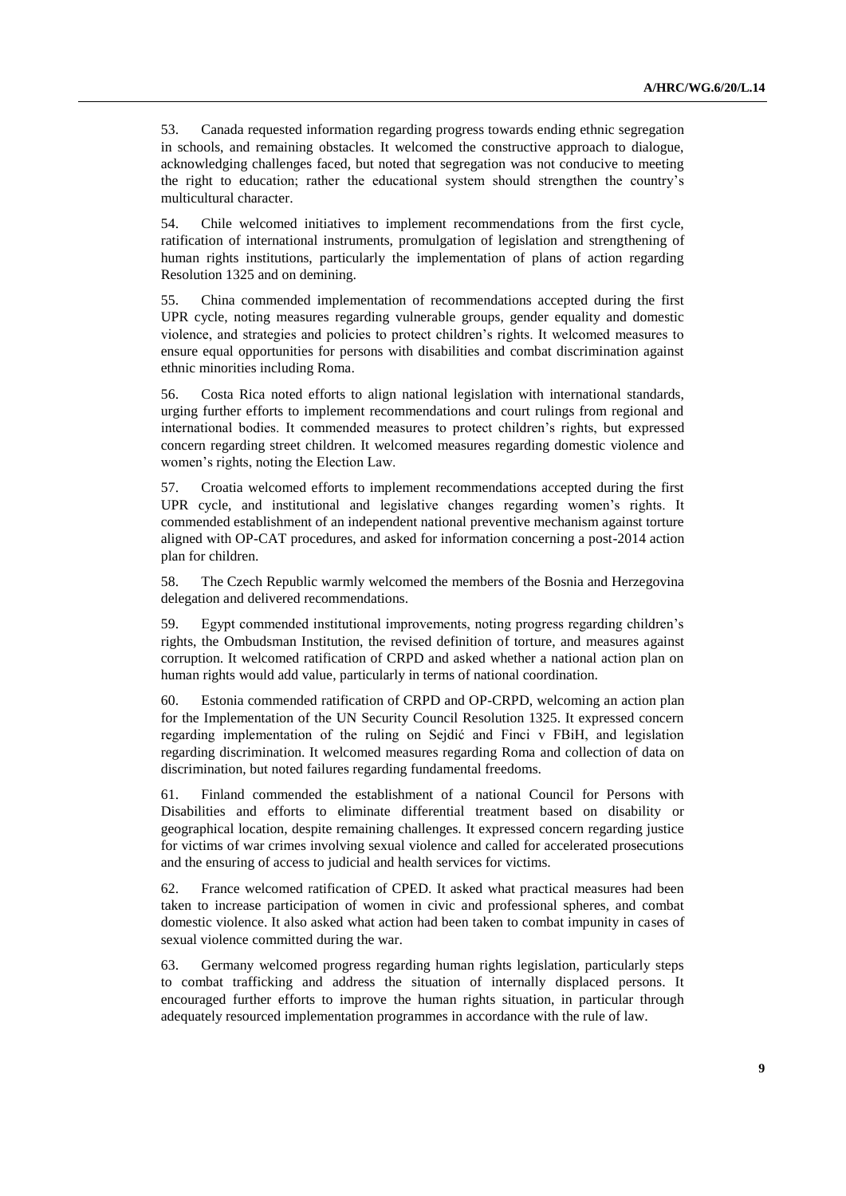53. Canada requested information regarding progress towards ending ethnic segregation in schools, and remaining obstacles. It welcomed the constructive approach to dialogue, acknowledging challenges faced, but noted that segregation was not conducive to meeting the right to education; rather the educational system should strengthen the country's multicultural character.

54. Chile welcomed initiatives to implement recommendations from the first cycle, ratification of international instruments, promulgation of legislation and strengthening of human rights institutions, particularly the implementation of plans of action regarding Resolution 1325 and on demining.

55. China commended implementation of recommendations accepted during the first UPR cycle, noting measures regarding vulnerable groups, gender equality and domestic violence, and strategies and policies to protect children's rights. It welcomed measures to ensure equal opportunities for persons with disabilities and combat discrimination against ethnic minorities including Roma.

56. Costa Rica noted efforts to align national legislation with international standards, urging further efforts to implement recommendations and court rulings from regional and international bodies. It commended measures to protect children's rights, but expressed concern regarding street children. It welcomed measures regarding domestic violence and women's rights, noting the Election Law.

57. Croatia welcomed efforts to implement recommendations accepted during the first UPR cycle, and institutional and legislative changes regarding women's rights. It commended establishment of an independent national preventive mechanism against torture aligned with OP-CAT procedures, and asked for information concerning a post-2014 action plan for children.

58. The Czech Republic warmly welcomed the members of the Bosnia and Herzegovina delegation and delivered recommendations.

59. Egypt commended institutional improvements, noting progress regarding children's rights, the Ombudsman Institution, the revised definition of torture, and measures against corruption. It welcomed ratification of CRPD and asked whether a national action plan on human rights would add value, particularly in terms of national coordination.

60. Estonia commended ratification of CRPD and OP-CRPD, welcoming an action plan for the Implementation of the UN Security Council Resolution 1325. It expressed concern regarding implementation of the ruling on Sejdić and Finci v FBiH, and legislation regarding discrimination. It welcomed measures regarding Roma and collection of data on discrimination, but noted failures regarding fundamental freedoms.

61. Finland commended the establishment of a national Council for Persons with Disabilities and efforts to eliminate differential treatment based on disability or geographical location, despite remaining challenges. It expressed concern regarding justice for victims of war crimes involving sexual violence and called for accelerated prosecutions and the ensuring of access to judicial and health services for victims.

62. France welcomed ratification of CPED. It asked what practical measures had been taken to increase participation of women in civic and professional spheres, and combat domestic violence. It also asked what action had been taken to combat impunity in cases of sexual violence committed during the war.

63. Germany welcomed progress regarding human rights legislation, particularly steps to combat trafficking and address the situation of internally displaced persons. It encouraged further efforts to improve the human rights situation, in particular through adequately resourced implementation programmes in accordance with the rule of law.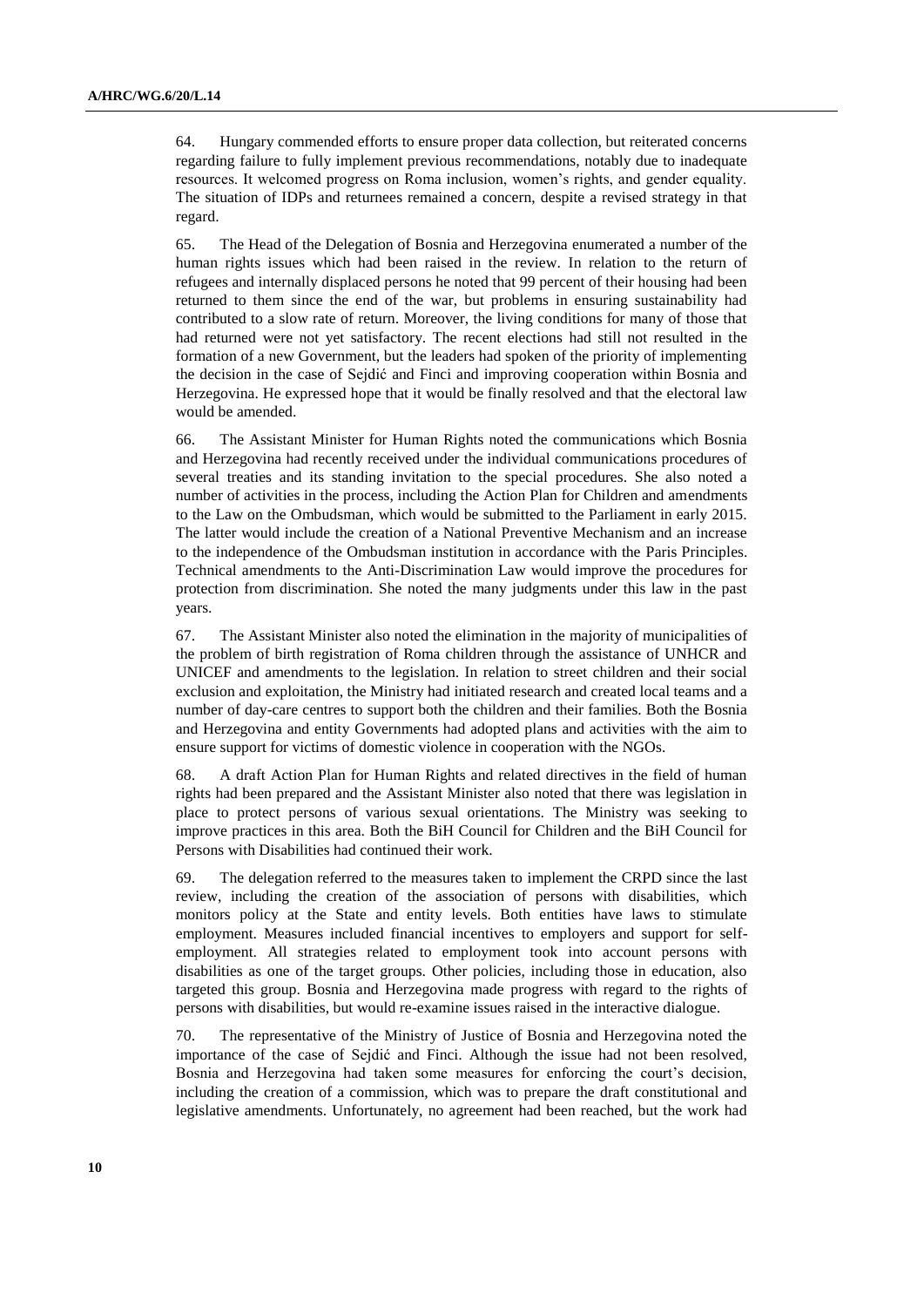64. Hungary commended efforts to ensure proper data collection, but reiterated concerns regarding failure to fully implement previous recommendations, notably due to inadequate resources. It welcomed progress on Roma inclusion, women's rights, and gender equality. The situation of IDPs and returnees remained a concern, despite a revised strategy in that regard.

65. The Head of the Delegation of Bosnia and Herzegovina enumerated a number of the human rights issues which had been raised in the review. In relation to the return of refugees and internally displaced persons he noted that 99 percent of their housing had been returned to them since the end of the war, but problems in ensuring sustainability had contributed to a slow rate of return. Moreover, the living conditions for many of those that had returned were not yet satisfactory. The recent elections had still not resulted in the formation of a new Government, but the leaders had spoken of the priority of implementing the decision in the case of Sejdić and Finci and improving cooperation within Bosnia and Herzegovina. He expressed hope that it would be finally resolved and that the electoral law would be amended.

66. The Assistant Minister for Human Rights noted the communications which Bosnia and Herzegovina had recently received under the individual communications procedures of several treaties and its standing invitation to the special procedures. She also noted a number of activities in the process, including the Action Plan for Children and amendments to the Law on the Ombudsman, which would be submitted to the Parliament in early 2015. The latter would include the creation of a National Preventive Mechanism and an increase to the independence of the Ombudsman institution in accordance with the Paris Principles. Technical amendments to the Anti-Discrimination Law would improve the procedures for protection from discrimination. She noted the many judgments under this law in the past years.

67. The Assistant Minister also noted the elimination in the majority of municipalities of the problem of birth registration of Roma children through the assistance of UNHCR and UNICEF and amendments to the legislation. In relation to street children and their social exclusion and exploitation, the Ministry had initiated research and created local teams and a number of day-care centres to support both the children and their families. Both the Bosnia and Herzegovina and entity Governments had adopted plans and activities with the aim to ensure support for victims of domestic violence in cooperation with the NGOs.

68. A draft Action Plan for Human Rights and related directives in the field of human rights had been prepared and the Assistant Minister also noted that there was legislation in place to protect persons of various sexual orientations. The Ministry was seeking to improve practices in this area. Both the BiH Council for Children and the BiH Council for Persons with Disabilities had continued their work.

69. The delegation referred to the measures taken to implement the CRPD since the last review, including the creation of the association of persons with disabilities, which monitors policy at the State and entity levels. Both entities have laws to stimulate employment. Measures included financial incentives to employers and support for self-employment. All strategies related to employment took into account persons with disabilities as one of the target groups. Other policies, including those in education, also targeted this group. Bosnia and Herzegovina made progress with regard to the rights of persons with disabilities, but would re-examine issues raised in the interactive dialogue.

70. The representative of the Ministry of Justice of Bosnia and Herzegovina noted the importance of the case of Sejdić and Finci. Although the issue had not been resolved, Bosnia and Herzegovina had taken some measures for enforcing the court's decision, including the creation of a commission, which was to prepare the draft constitutional and legislative amendments. Unfortunately, no agreement had been reached, but the work had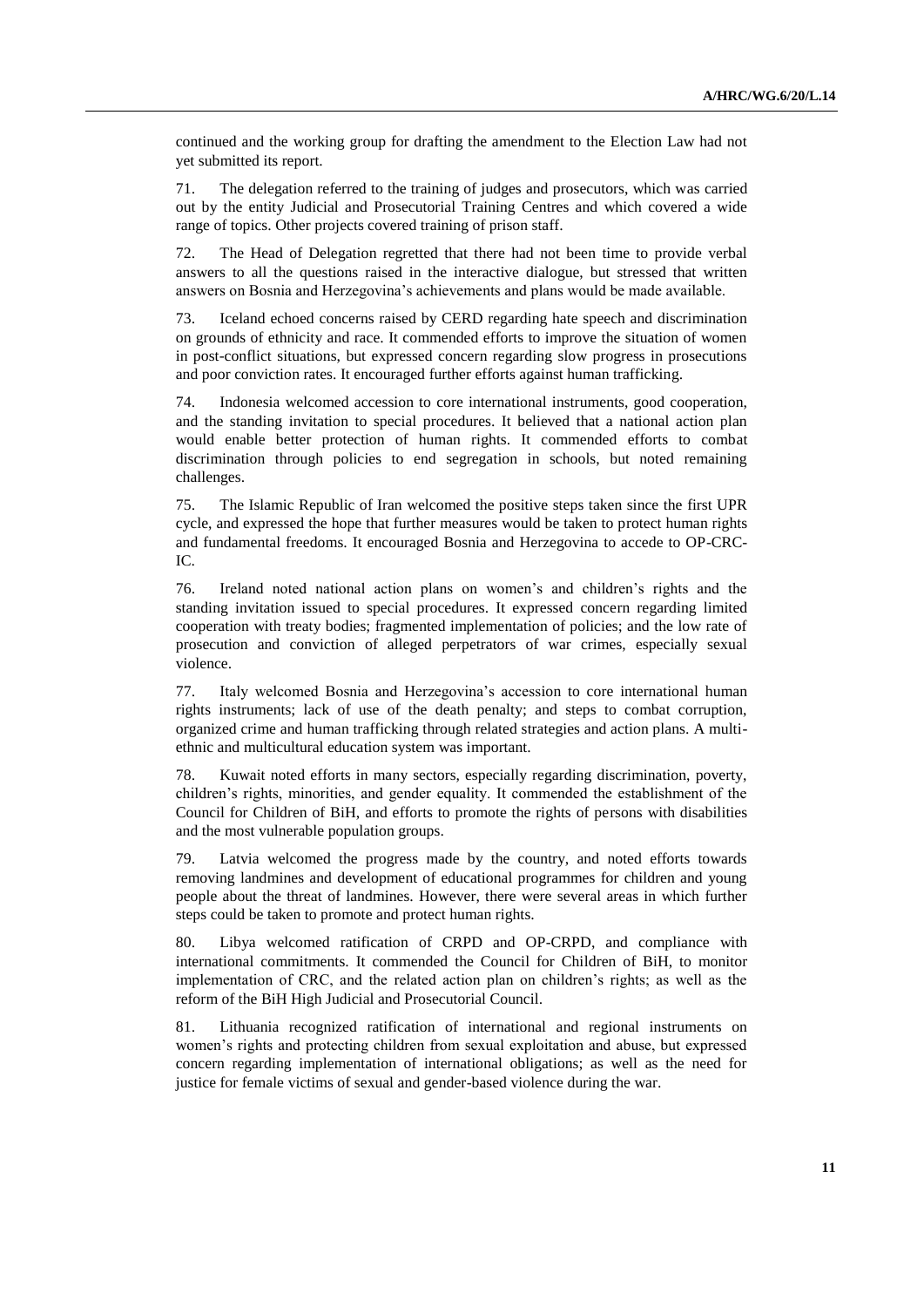continued and the working group for drafting the amendment to the Election Law had not yet submitted its report.

71. The delegation referred to the training of judges and prosecutors, which was carried out by the entity Judicial and Prosecutorial Training Centres and which covered a wide range of topics. Other projects covered training of prison staff.

72. The Head of Delegation regretted that there had not been time to provide verbal answers to all the questions raised in the interactive dialogue, but stressed that written answers on Bosnia and Herzegovina's achievements and plans would be made available.

73. Iceland echoed concerns raised by CERD regarding hate speech and discrimination on grounds of ethnicity and race. It commended efforts to improve the situation of women in post-conflict situations, but expressed concern regarding slow progress in prosecutions and poor conviction rates. It encouraged further efforts against human trafficking.

74. Indonesia welcomed accession to core international instruments, good cooperation, and the standing invitation to special procedures. It believed that a national action plan would enable better protection of human rights. It commended efforts to combat discrimination through policies to end segregation in schools, but noted remaining challenges.

75. The Islamic Republic of Iran welcomed the positive steps taken since the first UPR cycle, and expressed the hope that further measures would be taken to protect human rights and fundamental freedoms. It encouraged Bosnia and Herzegovina to accede to OP-CRC-IC.

76. Ireland noted national action plans on women's and children's rights and the standing invitation issued to special procedures. It expressed concern regarding limited cooperation with treaty bodies; fragmented implementation of policies; and the low rate of prosecution and conviction of alleged perpetrators of war crimes, especially sexual violence.

77. Italy welcomed Bosnia and Herzegovina's accession to core international human rights instruments; lack of use of the death penalty; and steps to combat corruption, organized crime and human trafficking through related strategies and action plans. A multi-ethnic and multicultural education system was important.

78. Kuwait noted efforts in many sectors, especially regarding discrimination, poverty, children's rights, minorities, and gender equality. It commended the establishment of the Council for Children of BiH, and efforts to promote the rights of persons with disabilities and the most vulnerable population groups.

79. Latvia welcomed the progress made by the country, and noted efforts towards removing landmines and development of educational programmes for children and young people about the threat of landmines. However, there were several areas in which further steps could be taken to promote and protect human rights.

80. Libya welcomed ratification of CRPD and OP-CRPD, and compliance with international commitments. It commended the Council for Children of BiH, to monitor implementation of CRC, and the related action plan on children's rights; as well as the reform of the BiH High Judicial and Prosecutorial Council.

81. Lithuania recognized ratification of international and regional instruments on women's rights and protecting children from sexual exploitation and abuse, but expressed concern regarding implementation of international obligations; as well as the need for justice for female victims of sexual and gender-based violence during the war.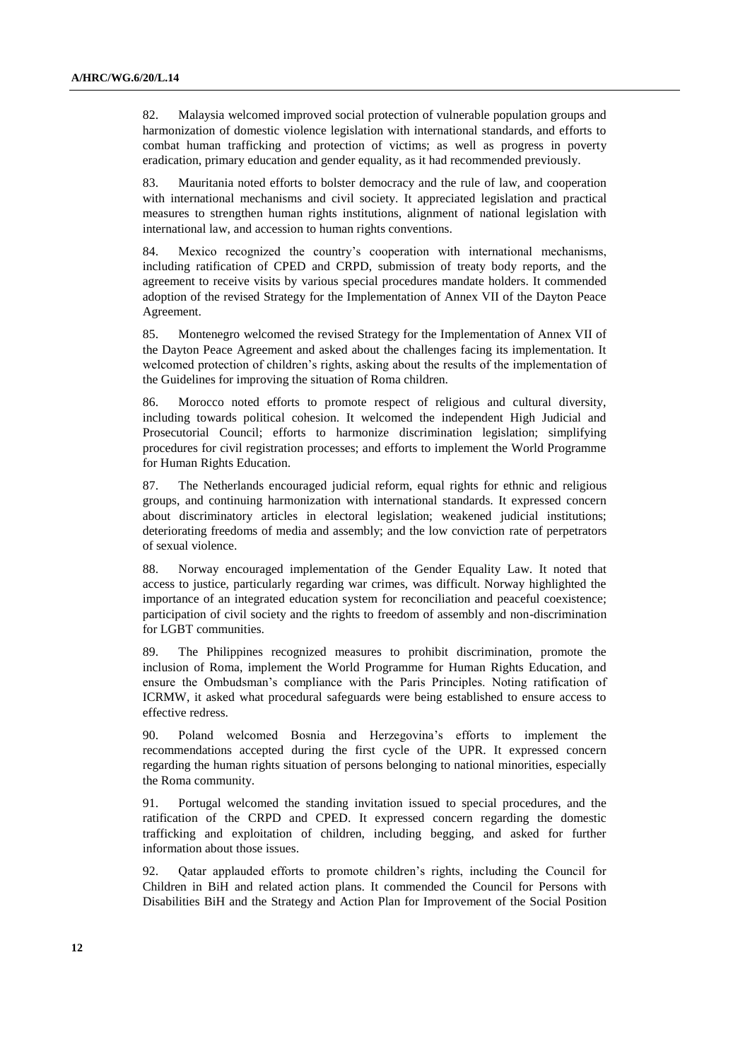82. Malaysia welcomed improved social protection of vulnerable population groups and harmonization of domestic violence legislation with international standards, and efforts to combat human trafficking and protection of victims; as well as progress in poverty eradication, primary education and gender equality, as it had recommended previously.

83. Mauritania noted efforts to bolster democracy and the rule of law, and cooperation with international mechanisms and civil society. It appreciated legislation and practical measures to strengthen human rights institutions, alignment of national legislation with international law, and accession to human rights conventions.

84. Mexico recognized the country's cooperation with international mechanisms, including ratification of CPED and CRPD, submission of treaty body reports, and the agreement to receive visits by various special procedures mandate holders. It commended adoption of the revised Strategy for the Implementation of Annex VII of the Dayton Peace Agreement.

85. Montenegro welcomed the revised Strategy for the Implementation of Annex VII of the Dayton Peace Agreement and asked about the challenges facing its implementation. It welcomed protection of children's rights, asking about the results of the implementation of the Guidelines for improving the situation of Roma children.

86. Morocco noted efforts to promote respect of religious and cultural diversity, including towards political cohesion. It welcomed the independent High Judicial and Prosecutorial Council; efforts to harmonize discrimination legislation; simplifying procedures for civil registration processes; and efforts to implement the World Programme for Human Rights Education.

87. The Netherlands encouraged judicial reform, equal rights for ethnic and religious groups, and continuing harmonization with international standards. It expressed concern about discriminatory articles in electoral legislation; weakened judicial institutions; deteriorating freedoms of media and assembly; and the low conviction rate of perpetrators of sexual violence.

88. Norway encouraged implementation of the Gender Equality Law. It noted that access to justice, particularly regarding war crimes, was difficult. Norway highlighted the importance of an integrated education system for reconciliation and peaceful coexistence; participation of civil society and the rights to freedom of assembly and non-discrimination for LGBT communities.

89. The Philippines recognized measures to prohibit discrimination, promote the inclusion of Roma, implement the World Programme for Human Rights Education, and ensure the Ombudsman's compliance with the Paris Principles. Noting ratification of ICRMW, it asked what procedural safeguards were being established to ensure access to effective redress.

90. Poland welcomed Bosnia and Herzegovina's efforts to implement the recommendations accepted during the first cycle of the UPR. It expressed concern regarding the human rights situation of persons belonging to national minorities, especially the Roma community.

91. Portugal welcomed the standing invitation issued to special procedures, and the ratification of the CRPD and CPED. It expressed concern regarding the domestic trafficking and exploitation of children, including begging, and asked for further information about those issues.

92. Qatar applauded efforts to promote children's rights, including the Council for Children in BiH and related action plans. It commended the Council for Persons with Disabilities BiH and the Strategy and Action Plan for Improvement of the Social Position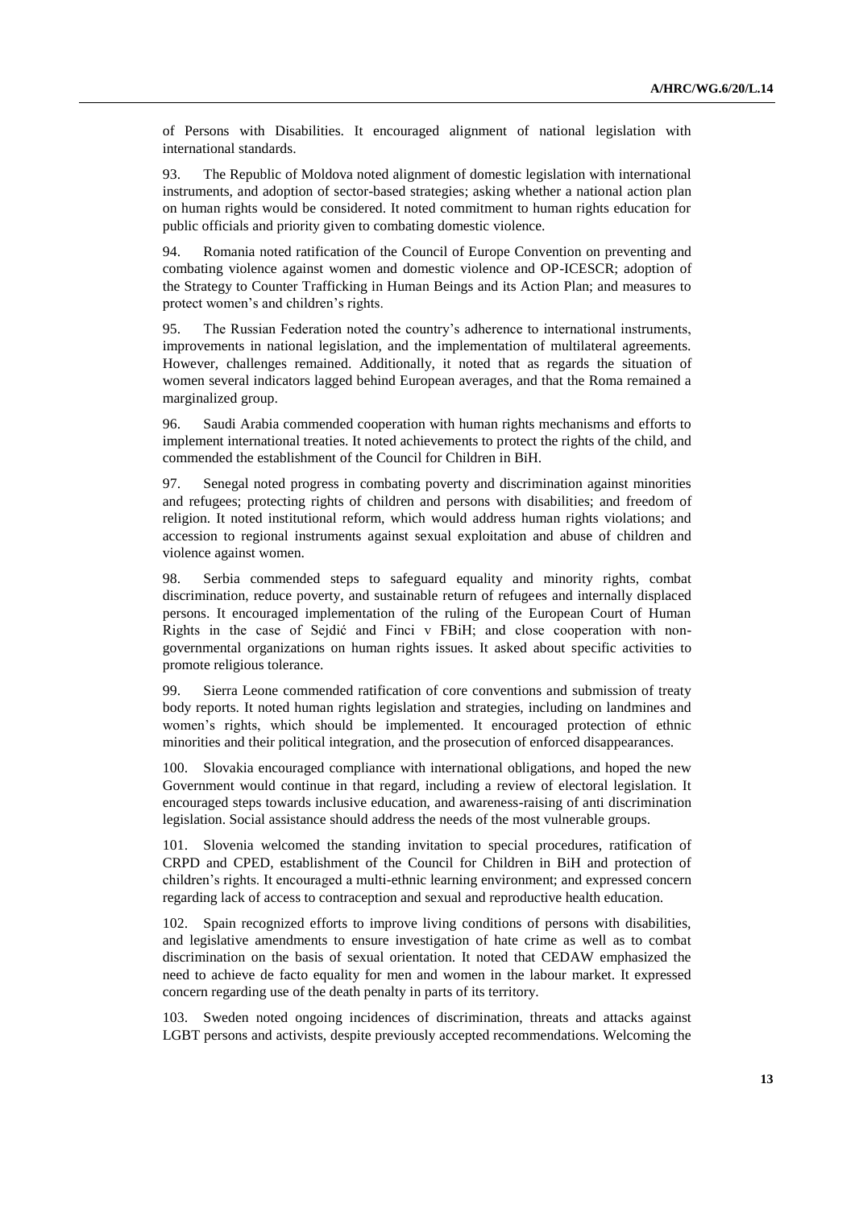of Persons with Disabilities. It encouraged alignment of national legislation with international standards.

93. The Republic of Moldova noted alignment of domestic legislation with international instruments, and adoption of sector-based strategies; asking whether a national action plan on human rights would be considered. It noted commitment to human rights education for public officials and priority given to combating domestic violence.

94. Romania noted ratification of the Council of Europe Convention on preventing and combating violence against women and domestic violence and OP-ICESCR; adoption of the Strategy to Counter Trafficking in Human Beings and its Action Plan; and measures to protect women's and children's rights.

95. The Russian Federation noted the country's adherence to international instruments, improvements in national legislation, and the implementation of multilateral agreements. However, challenges remained. Additionally, it noted that as regards the situation of women several indicators lagged behind European averages, and that the Roma remained a marginalized group.

96. Saudi Arabia commended cooperation with human rights mechanisms and efforts to implement international treaties. It noted achievements to protect the rights of the child, and commended the establishment of the Council for Children in BiH.

97. Senegal noted progress in combating poverty and discrimination against minorities and refugees; protecting rights of children and persons with disabilities; and freedom of religion. It noted institutional reform, which would address human rights violations; and accession to regional instruments against sexual exploitation and abuse of children and violence against women.

98. Serbia commended steps to safeguard equality and minority rights, combat discrimination, reduce poverty, and sustainable return of refugees and internally displaced persons. It encouraged implementation of the ruling of the European Court of Human Rights in the case of Sejdić and Finci v FBiH; and close cooperation with non-governmental organizations on human rights issues. It asked about specific activities to promote religious tolerance.

99. Sierra Leone commended ratification of core conventions and submission of treaty body reports. It noted human rights legislation and strategies, including on landmines and women's rights, which should be implemented. It encouraged protection of ethnic minorities and their political integration, and the prosecution of enforced disappearances.

100. Slovakia encouraged compliance with international obligations, and hoped the new Government would continue in that regard, including a review of electoral legislation. It encouraged steps towards inclusive education, and awareness-raising of anti discrimination legislation. Social assistance should address the needs of the most vulnerable groups.

101. Slovenia welcomed the standing invitation to special procedures, ratification of CRPD and CPED, establishment of the Council for Children in BiH and protection of children's rights. It encouraged a multi-ethnic learning environment; and expressed concern regarding lack of access to contraception and sexual and reproductive health education.

102. Spain recognized efforts to improve living conditions of persons with disabilities, and legislative amendments to ensure investigation of hate crime as well as to combat discrimination on the basis of sexual orientation. It noted that CEDAW emphasized the need to achieve de facto equality for men and women in the labour market. It expressed concern regarding use of the death penalty in parts of its territory.

103. Sweden noted ongoing incidences of discrimination, threats and attacks against LGBT persons and activists, despite previously accepted recommendations. Welcoming the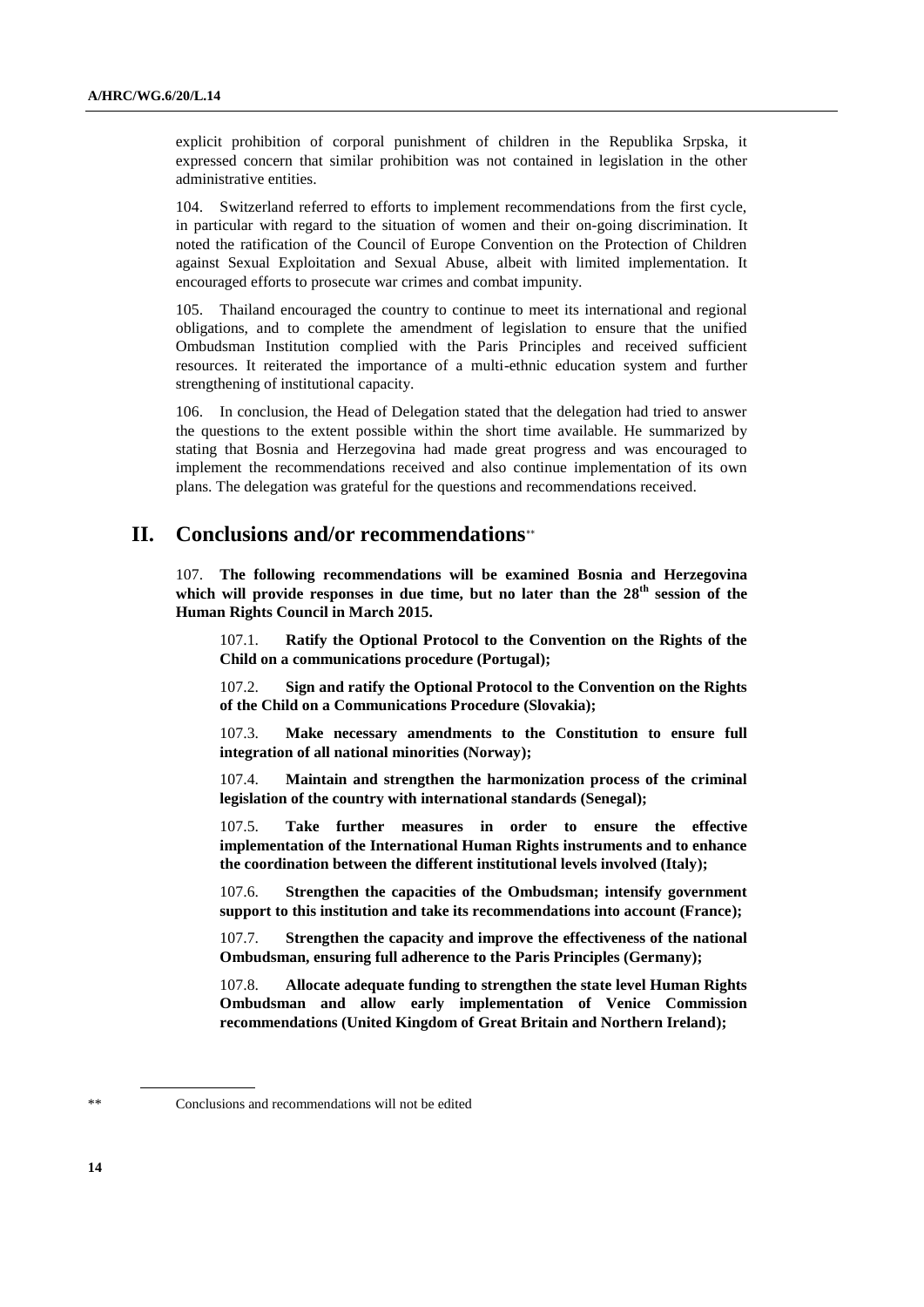explicit prohibition of corporal punishment of children in the Republika Srpska, it expressed concern that similar prohibition was not contained in legislation in the other administrative entities.

104. Switzerland referred to efforts to implement recommendations from the first cycle, in particular with regard to the situation of women and their on-going discrimination. It noted the ratification of the Council of Europe Convention on the Protection of Children against Sexual Exploitation and Sexual Abuse, albeit with limited implementation. It encouraged efforts to prosecute war crimes and combat impunity.

105. Thailand encouraged the country to continue to meet its international and regional obligations, and to complete the amendment of legislation to ensure that the unified Ombudsman Institution complied with the Paris Principles and received sufficient resources. It reiterated the importance of a multi-ethnic education system and further strengthening of institutional capacity.

106. In conclusion, the Head of Delegation stated that the delegation had tried to answer the questions to the extent possible within the short time available. He summarized by stating that Bosnia and Herzegovina had made great progress and was encouraged to implement the recommendations received and also continue implementation of its own plans. The delegation was grateful for the questions and recommendations received.

## II. Conclusions and/or recommendations**

107. **The following recommendations will be examined Bosnia and Herzegovina which will provide responses in due time, but no later than the 28th session of the Human Rights Council in March 2015.**

107.1. **Ratify the Optional Protocol to the Convention on the Rights of the Child on a communications procedure (Portugal);**

107.2. **Sign and ratify the Optional Protocol to the Convention on the Rights of the Child on a Communications Procedure (Slovakia);**

107.3. **Make necessary amendments to the Constitution to ensure full integration of all national minorities (Norway);**

107.4. **Maintain and strengthen the harmonization process of the criminal legislation of the country with international standards (Senegal);**

107.5. **Take further measures in order to ensure the effective implementation of the International Human Rights instruments and to enhance the coordination between the different institutional levels involved (Italy);**

107.6. **Strengthen the capacities of the Ombudsman; intensify government support to this institution and take its recommendations into account (France);**

107.7. **Strengthen the capacity and improve the effectiveness of the national Ombudsman, ensuring full adherence to the Paris Principles (Germany);**

107.8. **Allocate adequate funding to strengthen the state level Human Rights Ombudsman and allow early implementation of Venice Commission recommendations (United Kingdom of Great Britain and Northern Ireland);**

** Conclusions and recommendations will not be edited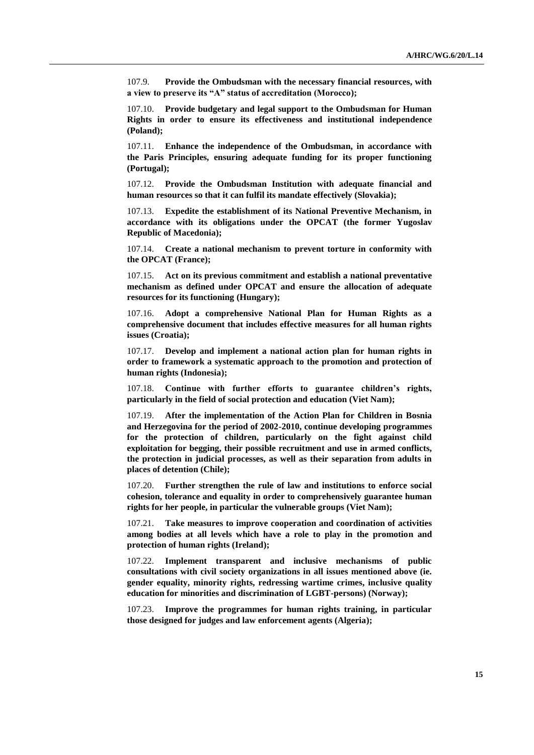107.9. **Provide the Ombudsman with the necessary financial resources, with a view to preserve its "A" status of accreditation (Morocco);**

107.10. **Provide budgetary and legal support to the Ombudsman for Human Rights in order to ensure its effectiveness and institutional independence (Poland);**

107.11. **Enhance the independence of the Ombudsman, in accordance with the Paris Principles, ensuring adequate funding for its proper functioning (Portugal);**

107.12. **Provide the Ombudsman Institution with adequate financial and human resources so that it can fulfil its mandate effectively (Slovakia);**

107.13. **Expedite the establishment of its National Preventive Mechanism, in accordance with its obligations under the OPCAT (the former Yugoslav Republic of Macedonia);**

107.14. **Create a national mechanism to prevent torture in conformity with the OPCAT (France);**

107.15. **Act on its previous commitment and establish a national preventative mechanism as defined under OPCAT and ensure the allocation of adequate resources for its functioning (Hungary);**

107.16. **Adopt a comprehensive National Plan for Human Rights as a comprehensive document that includes effective measures for all human rights issues (Croatia);**

107.17. **Develop and implement a national action plan for human rights in order to framework a systematic approach to the promotion and protection of human rights (Indonesia);**

107.18. **Continue with further efforts to guarantee children's rights, particularly in the field of social protection and education (Viet Nam);**

107.19. **After the implementation of the Action Plan for Children in Bosnia and Herzegovina for the period of 2002-2010, continue developing programmes for the protection of children, particularly on the fight against child exploitation for begging, their possible recruitment and use in armed conflicts, the protection in judicial processes, as well as their separation from adults in places of detention (Chile);**

107.20. **Further strengthen the rule of law and institutions to enforce social cohesion, tolerance and equality in order to comprehensively guarantee human rights for her people, in particular the vulnerable groups (Viet Nam);**

107.21. **Take measures to improve cooperation and coordination of activities among bodies at all levels which have a role to play in the promotion and protection of human rights (Ireland);**

107.22. **Implement transparent and inclusive mechanisms of public consultations with civil society organizations in all issues mentioned above (ie. gender equality, minority rights, redressing wartime crimes, inclusive quality education for minorities and discrimination of LGBT-persons) (Norway);**

107.23. **Improve the programmes for human rights training, in particular those designed for judges and law enforcement agents (Algeria);**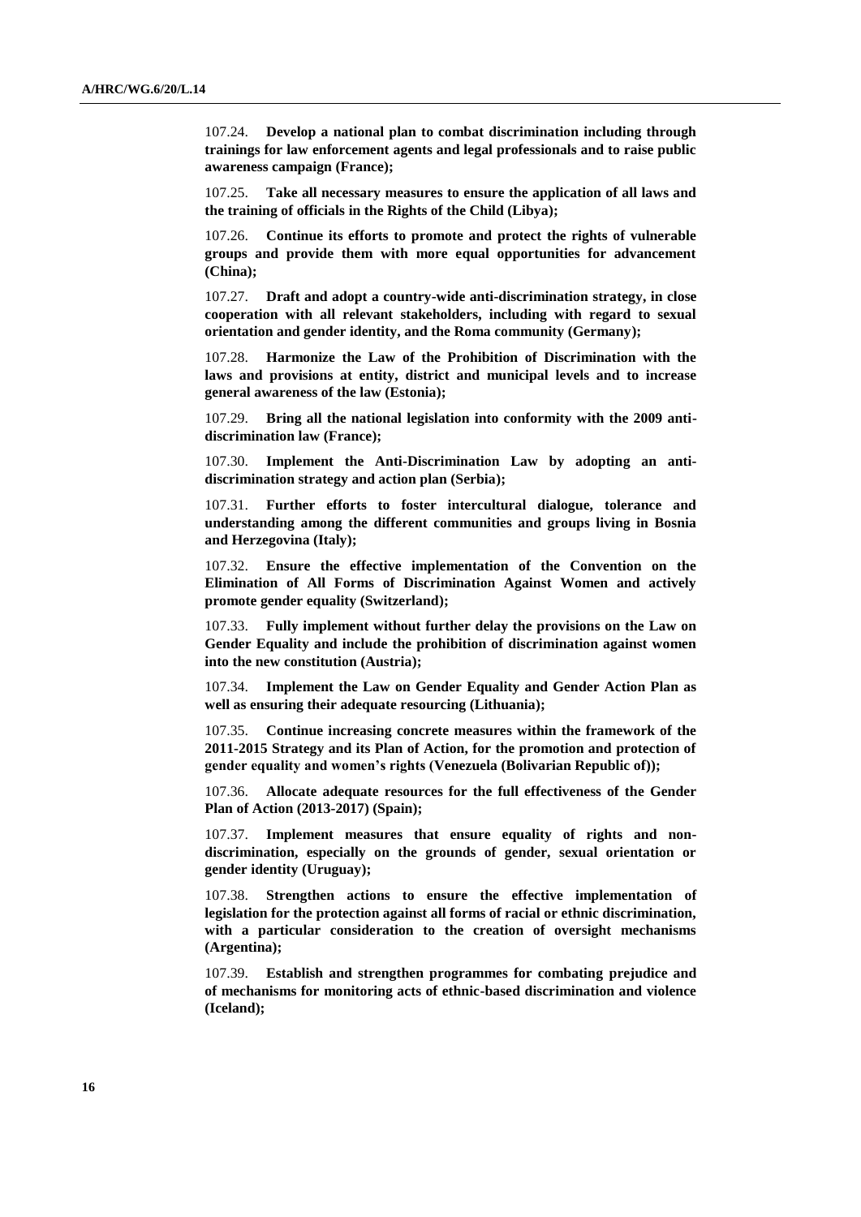107.24. **Develop a national plan to combat discrimination including through trainings for law enforcement agents and legal professionals and to raise public awareness campaign (France);**

107.25. **Take all necessary measures to ensure the application of all laws and the training of officials in the Rights of the Child (Libya);**

107.26. **Continue its efforts to promote and protect the rights of vulnerable groups and provide them with more equal opportunities for advancement (China);**

107.27. **Draft and adopt a country-wide anti-discrimination strategy, in close cooperation with all relevant stakeholders, including with regard to sexual orientation and gender identity, and the Roma community (Germany);**

107.28. **Harmonize the Law of the Prohibition of Discrimination with the laws and provisions at entity, district and municipal levels and to increase general awareness of the law (Estonia);**

107.29. **Bring all the national legislation into conformity with the 2009 anti-discrimination law (France);**

107.30. **Implement the Anti-Discrimination Law by adopting an anti-discrimination strategy and action plan (Serbia);**

107.31. **Further efforts to foster intercultural dialogue, tolerance and understanding among the different communities and groups living in Bosnia and Herzegovina (Italy);**

107.32. **Ensure the effective implementation of the Convention on the Elimination of All Forms of Discrimination Against Women and actively promote gender equality (Switzerland);**

107.33. **Fully implement without further delay the provisions on the Law on Gender Equality and include the prohibition of discrimination against women into the new constitution (Austria);**

107.34. **Implement the Law on Gender Equality and Gender Action Plan as well as ensuring their adequate resourcing (Lithuania);**

107.35. **Continue increasing concrete measures within the framework of the 2011-2015 Strategy and its Plan of Action, for the promotion and protection of gender equality and women's rights (Venezuela (Bolivarian Republic of));**

107.36. **Allocate adequate resources for the full effectiveness of the Gender Plan of Action (2013-2017) (Spain);**

107.37. **Implement measures that ensure equality of rights and non-discrimination, especially on the grounds of gender, sexual orientation or gender identity (Uruguay);**

107.38. **Strengthen actions to ensure the effective implementation of legislation for the protection against all forms of racial or ethnic discrimination, with a particular consideration to the creation of oversight mechanisms (Argentina);**

107.39. **Establish and strengthen programmes for combating prejudice and of mechanisms for monitoring acts of ethnic-based discrimination and violence (Iceland);**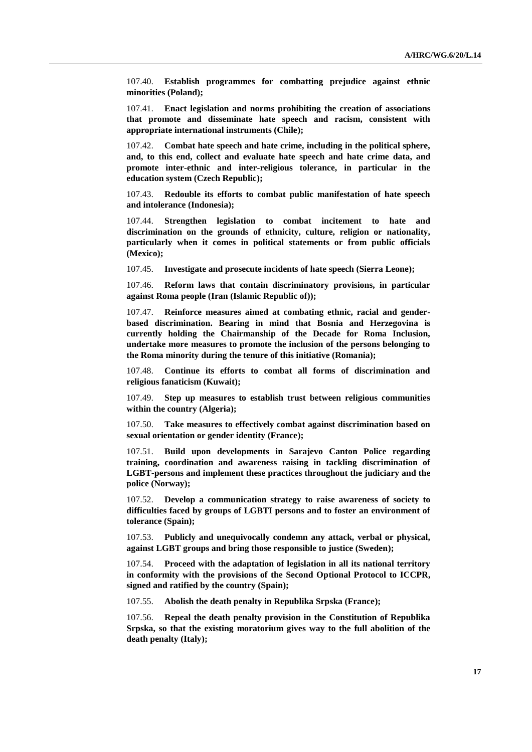107.40. **Establish programmes for combatting prejudice against ethnic minorities (Poland);**

107.41. **Enact legislation and norms prohibiting the creation of associations that promote and disseminate hate speech and racism, consistent with appropriate international instruments (Chile);**

107.42. **Combat hate speech and hate crime, including in the political sphere, and, to this end, collect and evaluate hate speech and hate crime data, and promote inter-ethnic and inter-religious tolerance, in particular in the education system (Czech Republic);**

107.43. **Redouble its efforts to combat public manifestation of hate speech and intolerance (Indonesia);**

107.44. **Strengthen legislation to combat incitement to hate and discrimination on the grounds of ethnicity, culture, religion or nationality, particularly when it comes in political statements or from public officials (Mexico);**

107.45. **Investigate and prosecute incidents of hate speech (Sierra Leone);**

107.46. **Reform laws that contain discriminatory provisions, in particular against Roma people (Iran (Islamic Republic of));**

107.47. **Reinforce measures aimed at combating ethnic, racial and gender-based discrimination. Bearing in mind that Bosnia and Herzegovina is currently holding the Chairmanship of the Decade for Roma Inclusion, undertake more measures to promote the inclusion of the persons belonging to the Roma minority during the tenure of this initiative (Romania);**

107.48. **Continue its efforts to combat all forms of discrimination and religious fanaticism (Kuwait);**

107.49. **Step up measures to establish trust between religious communities within the country (Algeria);**

107.50. **Take measures to effectively combat against discrimination based on sexual orientation or gender identity (France);**

107.51. **Build upon developments in Sarajevo Canton Police regarding training, coordination and awareness raising in tackling discrimination of LGBT-persons and implement these practices throughout the judiciary and the police (Norway);**

107.52. **Develop a communication strategy to raise awareness of society to difficulties faced by groups of LGBTI persons and to foster an environment of tolerance (Spain);**

107.53. **Publicly and unequivocally condemn any attack, verbal or physical, against LGBT groups and bring those responsible to justice (Sweden);**

107.54. **Proceed with the adaptation of legislation in all its national territory in conformity with the provisions of the Second Optional Protocol to ICCPR, signed and ratified by the country (Spain);**

107.55. **Abolish the death penalty in Republika Srpska (France);**

107.56. **Repeal the death penalty provision in the Constitution of Republika Srpska, so that the existing moratorium gives way to the full abolition of the death penalty (Italy);**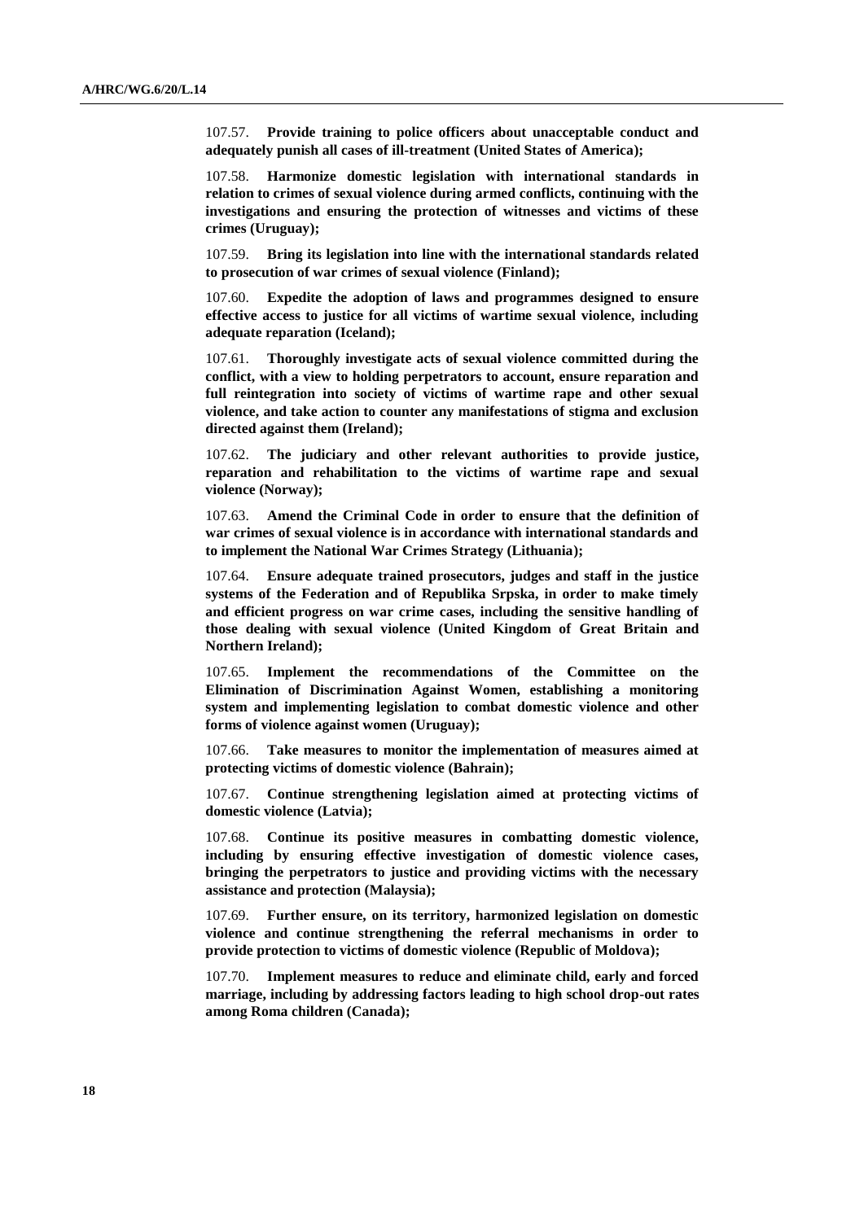107.57. **Provide training to police officers about unacceptable conduct and adequately punish all cases of ill-treatment (United States of America);**

107.58. **Harmonize domestic legislation with international standards in relation to crimes of sexual violence during armed conflicts, continuing with the investigations and ensuring the protection of witnesses and victims of these crimes (Uruguay);**

107.59. **Bring its legislation into line with the international standards related to prosecution of war crimes of sexual violence (Finland);**

107.60. **Expedite the adoption of laws and programmes designed to ensure effective access to justice for all victims of wartime sexual violence, including adequate reparation (Iceland);**

107.61. **Thoroughly investigate acts of sexual violence committed during the conflict, with a view to holding perpetrators to account, ensure reparation and full reintegration into society of victims of wartime rape and other sexual violence, and take action to counter any manifestations of stigma and exclusion directed against them (Ireland);**

107.62. **The judiciary and other relevant authorities to provide justice, reparation and rehabilitation to the victims of wartime rape and sexual violence (Norway);**

107.63. **Amend the Criminal Code in order to ensure that the definition of war crimes of sexual violence is in accordance with international standards and to implement the National War Crimes Strategy (Lithuania);**

107.64. **Ensure adequate trained prosecutors, judges and staff in the justice systems of the Federation and of Republika Srpska, in order to make timely and efficient progress on war crime cases, including the sensitive handling of those dealing with sexual violence (United Kingdom of Great Britain and Northern Ireland);**

107.65. **Implement the recommendations of the Committee on the Elimination of Discrimination Against Women, establishing a monitoring system and implementing legislation to combat domestic violence and other forms of violence against women (Uruguay);**

107.66. **Take measures to monitor the implementation of measures aimed at protecting victims of domestic violence (Bahrain);**

107.67. **Continue strengthening legislation aimed at protecting victims of domestic violence (Latvia);**

107.68. **Continue its positive measures in combatting domestic violence, including by ensuring effective investigation of domestic violence cases, bringing the perpetrators to justice and providing victims with the necessary assistance and protection (Malaysia);**

107.69. **Further ensure, on its territory, harmonized legislation on domestic violence and continue strengthening the referral mechanisms in order to provide protection to victims of domestic violence (Republic of Moldova);**

107.70. **Implement measures to reduce and eliminate child, early and forced marriage, including by addressing factors leading to high school drop-out rates among Roma children (Canada);**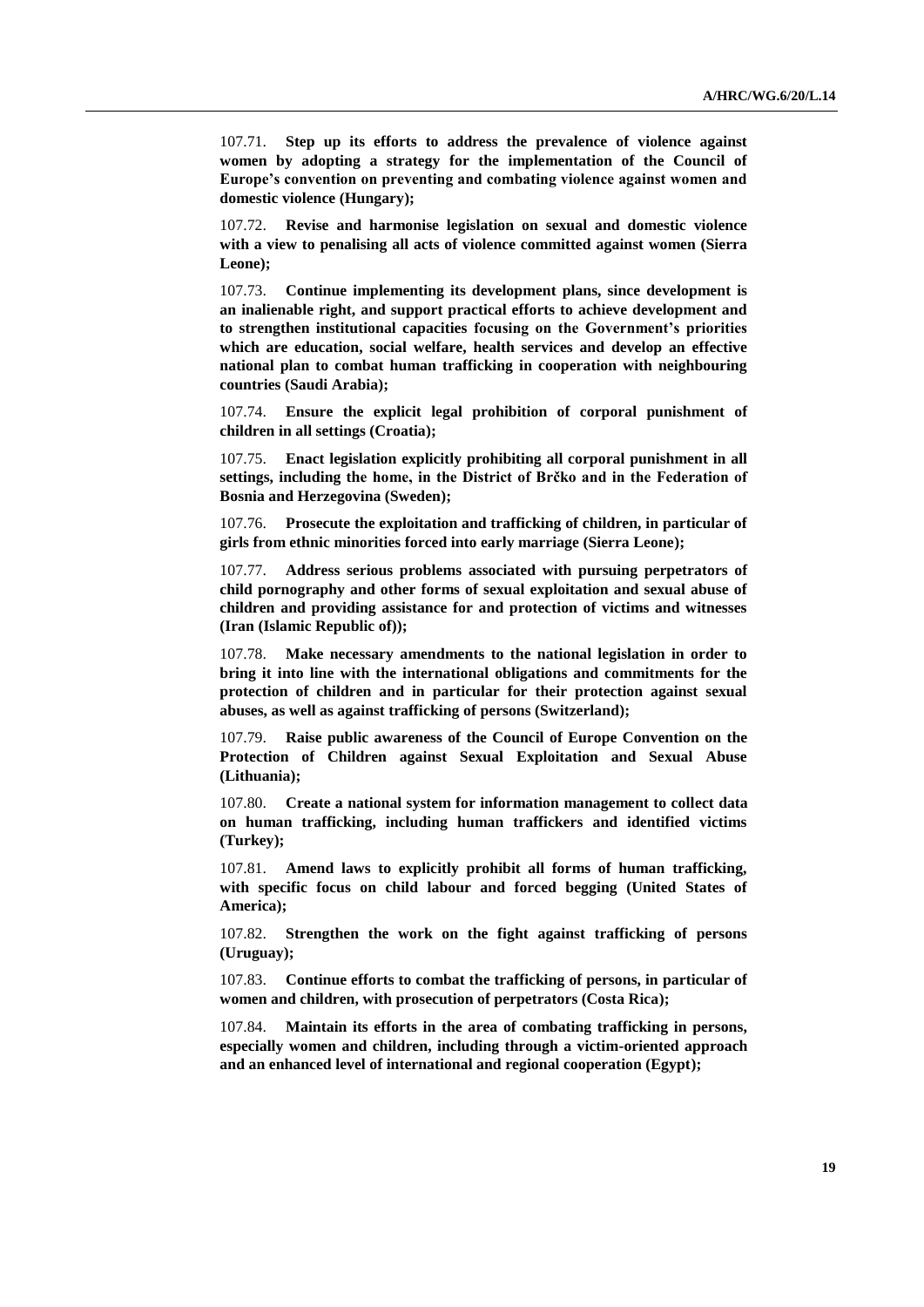107.71. **Step up its efforts to address the prevalence of violence against women by adopting a strategy for the implementation of the Council of Europe's convention on preventing and combating violence against women and domestic violence (Hungary);**

107.72. **Revise and harmonise legislation on sexual and domestic violence with a view to penalising all acts of violence committed against women (Sierra Leone);**

107.73. **Continue implementing its development plans, since development is an inalienable right, and support practical efforts to achieve development and to strengthen institutional capacities focusing on the Government's priorities which are education, social welfare, health services and develop an effective national plan to combat human trafficking in cooperation with neighbouring countries (Saudi Arabia);**

107.74. **Ensure the explicit legal prohibition of corporal punishment of children in all settings (Croatia);**

107.75. **Enact legislation explicitly prohibiting all corporal punishment in all settings, including the home, in the District of Brčko and in the Federation of Bosnia and Herzegovina (Sweden);**

107.76. **Prosecute the exploitation and trafficking of children, in particular of girls from ethnic minorities forced into early marriage (Sierra Leone);**

107.77. **Address serious problems associated with pursuing perpetrators of child pornography and other forms of sexual exploitation and sexual abuse of children and providing assistance for and protection of victims and witnesses (Iran (Islamic Republic of));**

107.78. **Make necessary amendments to the national legislation in order to bring it into line with the international obligations and commitments for the protection of children and in particular for their protection against sexual abuses, as well as against trafficking of persons (Switzerland);**

107.79. **Raise public awareness of the Council of Europe Convention on the Protection of Children against Sexual Exploitation and Sexual Abuse (Lithuania);**

107.80. **Create a national system for information management to collect data on human trafficking, including human traffickers and identified victims (Turkey);**

107.81. **Amend laws to explicitly prohibit all forms of human trafficking, with specific focus on child labour and forced begging (United States of America);**

107.82. **Strengthen the work on the fight against trafficking of persons (Uruguay);**

107.83. **Continue efforts to combat the trafficking of persons, in particular of women and children, with prosecution of perpetrators (Costa Rica);**

107.84. **Maintain its efforts in the area of combating trafficking in persons, especially women and children, including through a victim-oriented approach and an enhanced level of international and regional cooperation (Egypt);**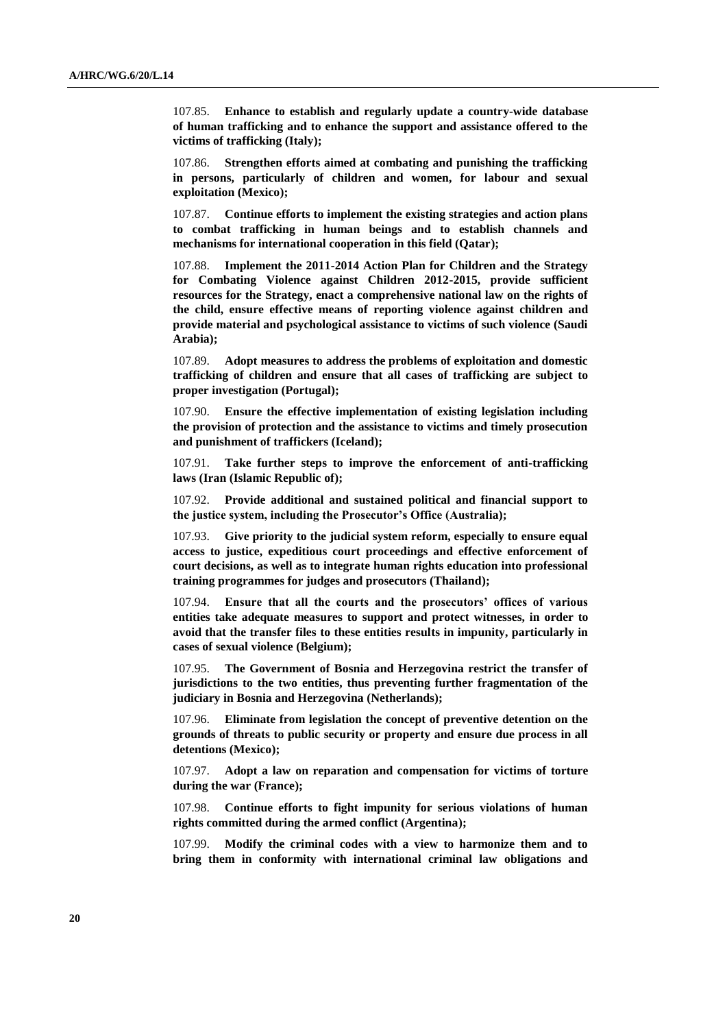107.85. **Enhance to establish and regularly update a country-wide database of human trafficking and to enhance the support and assistance offered to the victims of trafficking (Italy);**

107.86. **Strengthen efforts aimed at combating and punishing the trafficking in persons, particularly of children and women, for labour and sexual exploitation (Mexico);**

107.87. **Continue efforts to implement the existing strategies and action plans to combat trafficking in human beings and to establish channels and mechanisms for international cooperation in this field (Qatar);**

107.88. **Implement the 2011-2014 Action Plan for Children and the Strategy for Combating Violence against Children 2012-2015, provide sufficient resources for the Strategy, enact a comprehensive national law on the rights of the child, ensure effective means of reporting violence against children and provide material and psychological assistance to victims of such violence (Saudi Arabia);**

107.89. **Adopt measures to address the problems of exploitation and domestic trafficking of children and ensure that all cases of trafficking are subject to proper investigation (Portugal);**

107.90. **Ensure the effective implementation of existing legislation including the provision of protection and the assistance to victims and timely prosecution and punishment of traffickers (Iceland);**

107.91. **Take further steps to improve the enforcement of anti-trafficking laws (Iran (Islamic Republic of);**

107.92. **Provide additional and sustained political and financial support to the justice system, including the Prosecutor's Office (Australia);**

107.93. **Give priority to the judicial system reform, especially to ensure equal access to justice, expeditious court proceedings and effective enforcement of court decisions, as well as to integrate human rights education into professional training programmes for judges and prosecutors (Thailand);**

107.94. **Ensure that all the courts and the prosecutors' offices of various entities take adequate measures to support and protect witnesses, in order to avoid that the transfer files to these entities results in impunity, particularly in cases of sexual violence (Belgium);**

107.95. **The Government of Bosnia and Herzegovina restrict the transfer of jurisdictions to the two entities, thus preventing further fragmentation of the judiciary in Bosnia and Herzegovina (Netherlands);**

107.96. **Eliminate from legislation the concept of preventive detention on the grounds of threats to public security or property and ensure due process in all detentions (Mexico);**

107.97. **Adopt a law on reparation and compensation for victims of torture during the war (France);**

107.98. **Continue efforts to fight impunity for serious violations of human rights committed during the armed conflict (Argentina);**

107.99. **Modify the criminal codes with a view to harmonize them and to bring them in conformity with international criminal law obligations and**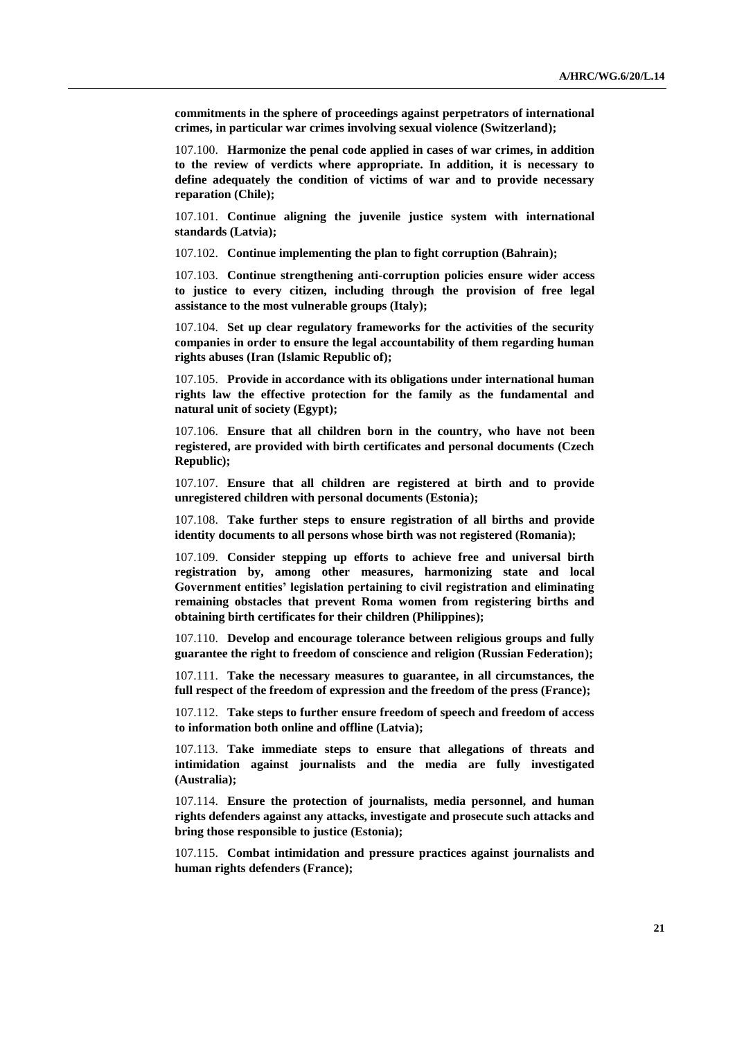**commitments in the sphere of proceedings against perpetrators of international crimes, in particular war crimes involving sexual violence (Switzerland);**

107.100. **Harmonize the penal code applied in cases of war crimes, in addition to the review of verdicts where appropriate. In addition, it is necessary to define adequately the condition of victims of war and to provide necessary reparation (Chile);**

107.101. **Continue aligning the juvenile justice system with international standards (Latvia);**

107.102. **Continue implementing the plan to fight corruption (Bahrain);**

107.103. **Continue strengthening anti-corruption policies ensure wider access to justice to every citizen, including through the provision of free legal assistance to the most vulnerable groups (Italy);**

107.104. **Set up clear regulatory frameworks for the activities of the security companies in order to ensure the legal accountability of them regarding human rights abuses (Iran (Islamic Republic of);**

107.105. **Provide in accordance with its obligations under international human rights law the effective protection for the family as the fundamental and natural unit of society (Egypt);**

107.106. **Ensure that all children born in the country, who have not been registered, are provided with birth certificates and personal documents (Czech Republic);**

107.107. **Ensure that all children are registered at birth and to provide unregistered children with personal documents (Estonia);**

107.108. **Take further steps to ensure registration of all births and provide identity documents to all persons whose birth was not registered (Romania);**

107.109. **Consider stepping up efforts to achieve free and universal birth registration by, among other measures, harmonizing state and local Government entities' legislation pertaining to civil registration and eliminating remaining obstacles that prevent Roma women from registering births and obtaining birth certificates for their children (Philippines);**

107.110. **Develop and encourage tolerance between religious groups and fully guarantee the right to freedom of conscience and religion (Russian Federation);**

107.111. **Take the necessary measures to guarantee, in all circumstances, the full respect of the freedom of expression and the freedom of the press (France);**

107.112. **Take steps to further ensure freedom of speech and freedom of access to information both online and offline (Latvia);**

107.113. **Take immediate steps to ensure that allegations of threats and intimidation against journalists and the media are fully investigated (Australia);**

107.114. **Ensure the protection of journalists, media personnel, and human rights defenders against any attacks, investigate and prosecute such attacks and bring those responsible to justice (Estonia);**

107.115. **Combat intimidation and pressure practices against journalists and human rights defenders (France);**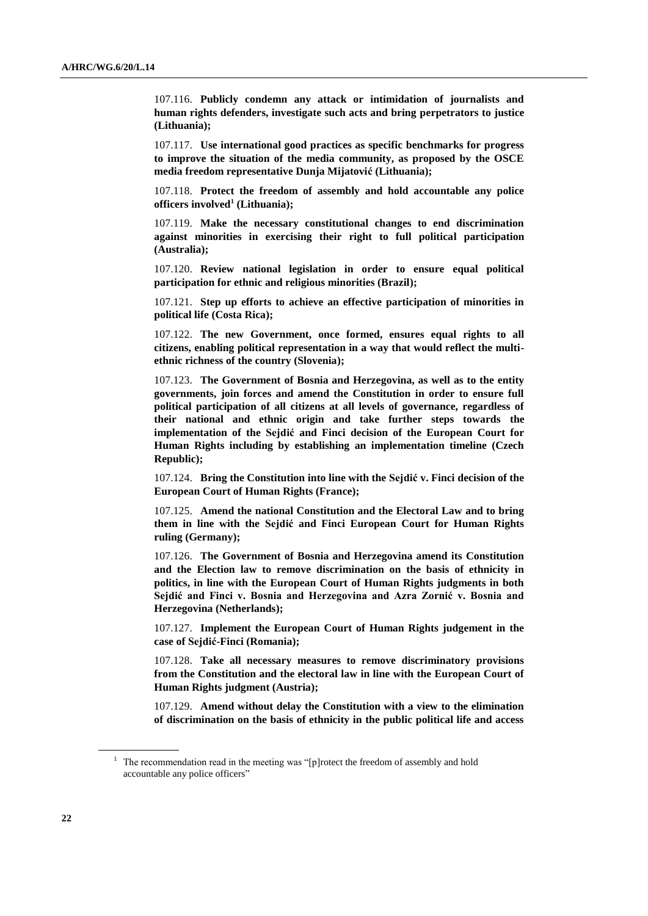107.116. **Publicly condemn any attack or intimidation of journalists and human rights defenders, investigate such acts and bring perpetrators to justice (Lithuania);**

107.117. **Use international good practices as specific benchmarks for progress to improve the situation of the media community, as proposed by the OSCE media freedom representative Dunja Mijatović (Lithuania);**

107.118. **Protect the freedom of assembly and hold accountable any police officers involved[1] (Lithuania);**

107.119. **Make the necessary constitutional changes to end discrimination against minorities in exercising their right to full political participation (Australia);**

107.120. **Review national legislation in order to ensure equal political participation for ethnic and religious minorities (Brazil);**

107.121. **Step up efforts to achieve an effective participation of minorities in political life (Costa Rica);**

107.122. **The new Government, once formed, ensures equal rights to all citizens, enabling political representation in a way that would reflect the multi-ethnic richness of the country (Slovenia);**

107.123. **The Government of Bosnia and Herzegovina, as well as to the entity governments, join forces and amend the Constitution in order to ensure full political participation of all citizens at all levels of governance, regardless of their national and ethnic origin and take further steps towards the implementation of the Sejdić and Finci decision of the European Court for Human Rights including by establishing an implementation timeline (Czech Republic);**

107.124. **Bring the Constitution into line with the Sejdić v. Finci decision of the European Court of Human Rights (France);**

107.125. **Amend the national Constitution and the Electoral Law and to bring them in line with the Sejdić and Finci European Court for Human Rights ruling (Germany);**

107.126. **The Government of Bosnia and Herzegovina amend its Constitution and the Election law to remove discrimination on the basis of ethnicity in politics, in line with the European Court of Human Rights judgments in both Sejdić and Finci v. Bosnia and Herzegovina and Azra Zornić v. Bosnia and Herzegovina (Netherlands);**

107.127. **Implement the European Court of Human Rights judgement in the case of Sejdić-Finci (Romania);**

107.128. **Take all necessary measures to remove discriminatory provisions from the Constitution and the electoral law in line with the European Court of Human Rights judgment (Austria);**

107.129. **Amend without delay the Constitution with a view to the elimination of discrimination on the basis of ethnicity in the public political life and access**

[1] The recommendation read in the meeting was "[p]rotect the freedom of assembly and hold accountable any police officers"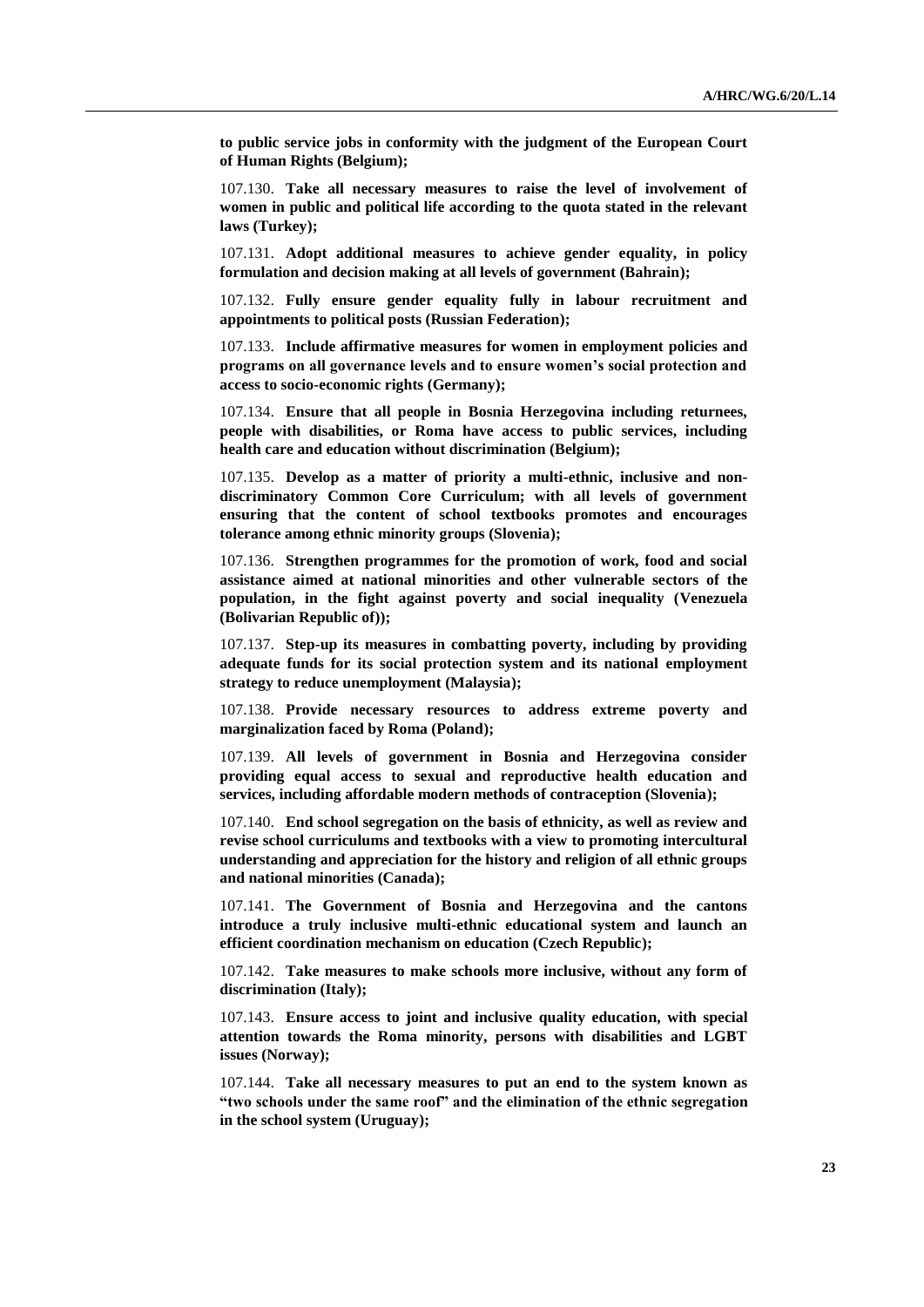**to public service jobs in conformity with the judgment of the European Court of Human Rights (Belgium);**

107.130. **Take all necessary measures to raise the level of involvement of women in public and political life according to the quota stated in the relevant laws (Turkey);**

107.131. **Adopt additional measures to achieve gender equality, in policy formulation and decision making at all levels of government (Bahrain);**

107.132. **Fully ensure gender equality fully in labour recruitment and appointments to political posts (Russian Federation);**

107.133. **Include affirmative measures for women in employment policies and programs on all governance levels and to ensure women's social protection and access to socio-economic rights (Germany);**

107.134. **Ensure that all people in Bosnia Herzegovina including returnees, people with disabilities, or Roma have access to public services, including health care and education without discrimination (Belgium);**

107.135. **Develop as a matter of priority a multi-ethnic, inclusive and non-discriminatory Common Core Curriculum; with all levels of government ensuring that the content of school textbooks promotes and encourages tolerance among ethnic minority groups (Slovenia);**

107.136. **Strengthen programmes for the promotion of work, food and social assistance aimed at national minorities and other vulnerable sectors of the population, in the fight against poverty and social inequality (Venezuela (Bolivarian Republic of));**

107.137. **Step-up its measures in combatting poverty, including by providing adequate funds for its social protection system and its national employment strategy to reduce unemployment (Malaysia);**

107.138. **Provide necessary resources to address extreme poverty and marginalization faced by Roma (Poland);**

107.139. **All levels of government in Bosnia and Herzegovina consider providing equal access to sexual and reproductive health education and services, including affordable modern methods of contraception (Slovenia);**

107.140. **End school segregation on the basis of ethnicity, as well as review and revise school curriculums and textbooks with a view to promoting intercultural understanding and appreciation for the history and religion of all ethnic groups and national minorities (Canada);**

107.141. **The Government of Bosnia and Herzegovina and the cantons introduce a truly inclusive multi-ethnic educational system and launch an efficient coordination mechanism on education (Czech Republic);**

107.142. **Take measures to make schools more inclusive, without any form of discrimination (Italy);**

107.143. **Ensure access to joint and inclusive quality education, with special attention towards the Roma minority, persons with disabilities and LGBT issues (Norway);**

107.144. **Take all necessary measures to put an end to the system known as "two schools under the same roof" and the elimination of the ethnic segregation in the school system (Uruguay);**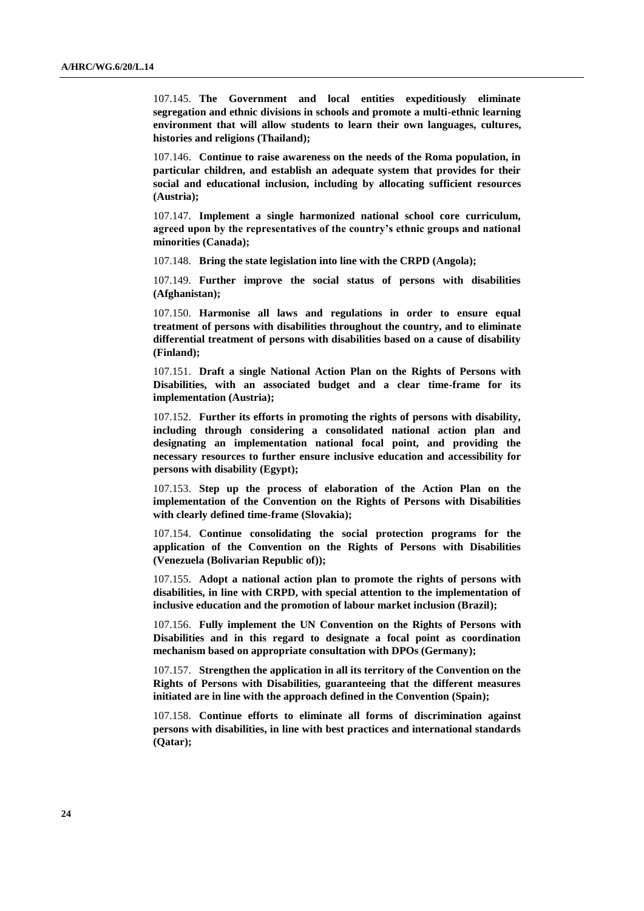107.145. **The Government and local entities expeditiously eliminate segregation and ethnic divisions in schools and promote a multi-ethnic learning environment that will allow students to learn their own languages, cultures, histories and religions (Thailand);**

107.146. **Continue to raise awareness on the needs of the Roma population, in particular children, and establish an adequate system that provides for their social and educational inclusion, including by allocating sufficient resources (Austria);**

107.147. **Implement a single harmonized national school core curriculum, agreed upon by the representatives of the country's ethnic groups and national minorities (Canada);**

107.148. **Bring the state legislation into line with the CRPD (Angola);**

107.149. **Further improve the social status of persons with disabilities (Afghanistan);**

107.150. **Harmonise all laws and regulations in order to ensure equal treatment of persons with disabilities throughout the country, and to eliminate differential treatment of persons with disabilities based on a cause of disability (Finland);**

107.151. **Draft a single National Action Plan on the Rights of Persons with Disabilities, with an associated budget and a clear time-frame for its implementation (Austria);**

107.152. **Further its efforts in promoting the rights of persons with disability, including through considering a consolidated national action plan and designating an implementation national focal point, and providing the necessary resources to further ensure inclusive education and accessibility for persons with disability (Egypt);**

107.153. **Step up the process of elaboration of the Action Plan on the implementation of the Convention on the Rights of Persons with Disabilities with clearly defined time-frame (Slovakia);**

107.154. **Continue consolidating the social protection programs for the application of the Convention on the Rights of Persons with Disabilities (Venezuela (Bolivarian Republic of));**

107.155. **Adopt a national action plan to promote the rights of persons with disabilities, in line with CRPD, with special attention to the implementation of inclusive education and the promotion of labour market inclusion (Brazil);**

107.156. **Fully implement the UN Convention on the Rights of Persons with Disabilities and in this regard to designate a focal point as coordination mechanism based on appropriate consultation with DPOs (Germany);**

107.157. **Strengthen the application in all its territory of the Convention on the Rights of Persons with Disabilities, guaranteeing that the different measures initiated are in line with the approach defined in the Convention (Spain);**

107.158. **Continue efforts to eliminate all forms of discrimination against persons with disabilities, in line with best practices and international standards (Qatar);**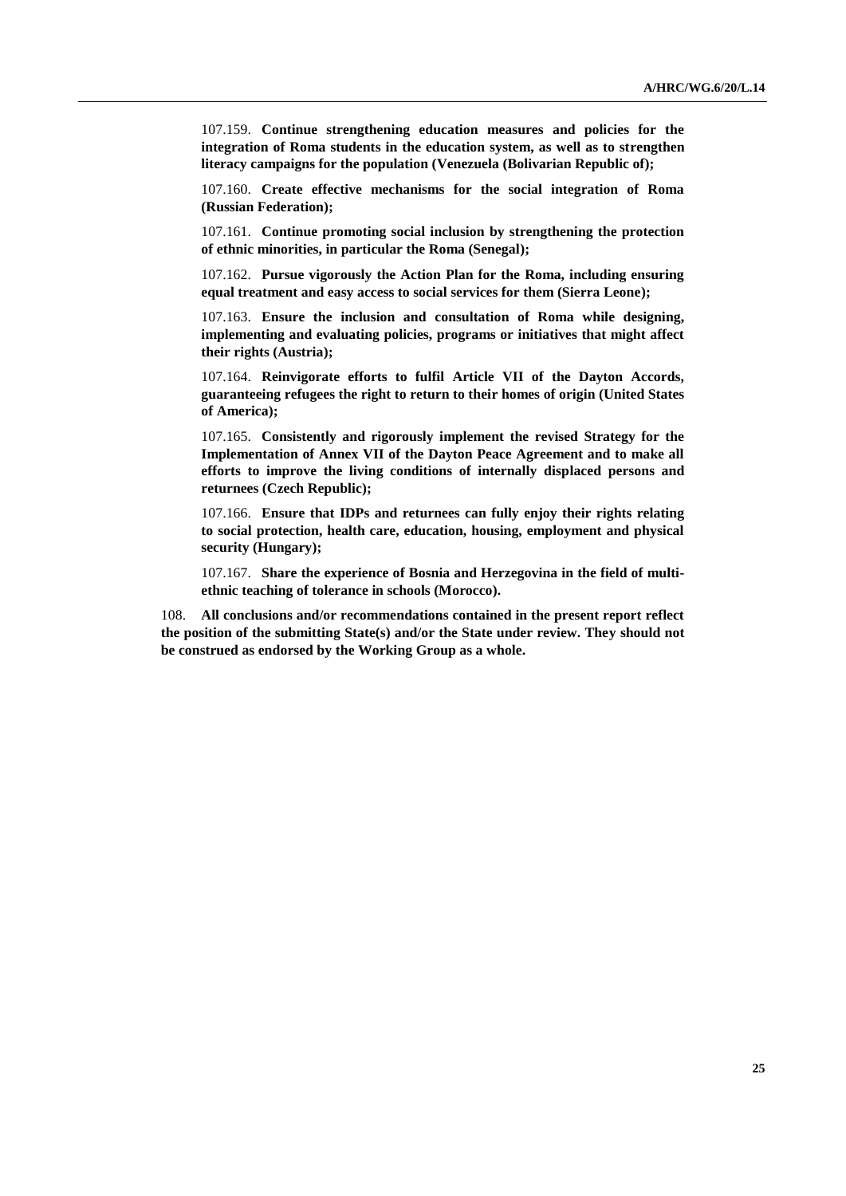107.159. **Continue strengthening education measures and policies for the integration of Roma students in the education system, as well as to strengthen literacy campaigns for the population (Venezuela (Bolivarian Republic of);**

107.160. **Create effective mechanisms for the social integration of Roma (Russian Federation);**

107.161. **Continue promoting social inclusion by strengthening the protection of ethnic minorities, in particular the Roma (Senegal);**

107.162. **Pursue vigorously the Action Plan for the Roma, including ensuring equal treatment and easy access to social services for them (Sierra Leone);**

107.163. **Ensure the inclusion and consultation of Roma while designing, implementing and evaluating policies, programs or initiatives that might affect their rights (Austria);**

107.164. **Reinvigorate efforts to fulfil Article VII of the Dayton Accords, guaranteeing refugees the right to return to their homes of origin (United States of America);**

107.165. **Consistently and rigorously implement the revised Strategy for the Implementation of Annex VII of the Dayton Peace Agreement and to make all efforts to improve the living conditions of internally displaced persons and returnees (Czech Republic);**

107.166. **Ensure that IDPs and returnees can fully enjoy their rights relating to social protection, health care, education, housing, employment and physical security (Hungary);**

107.167. **Share the experience of Bosnia and Herzegovina in the field of multi-ethnic teaching of tolerance in schools (Morocco).**

108. **All conclusions and/or recommendations contained in the present report reflect the position of the submitting State(s) and/or the State under review. They should not be construed as endorsed by the Working Group as a whole.**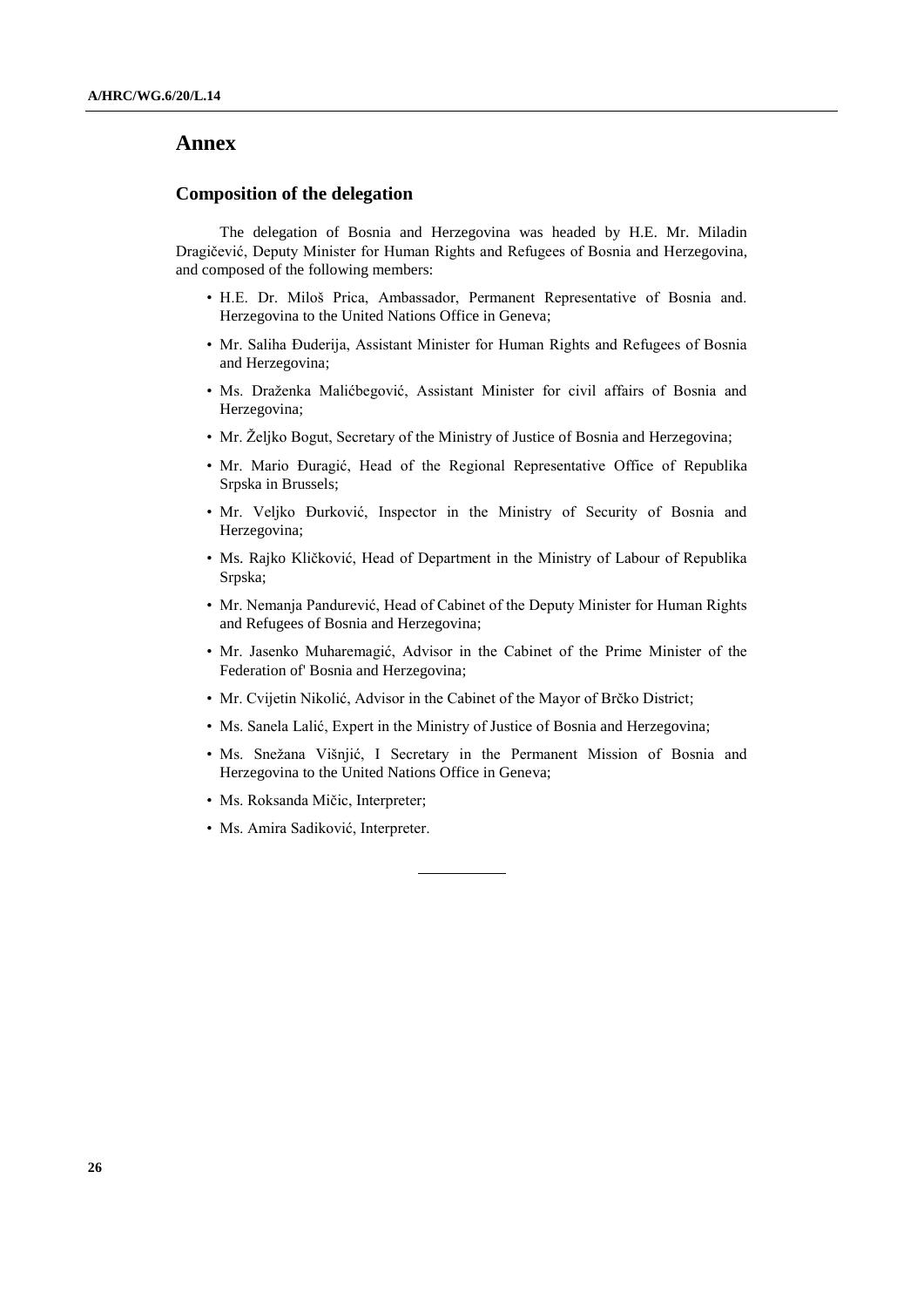# Annex

## Composition of the delegation

The delegation of Bosnia and Herzegovina was headed by H.E. Mr. Miladin Dragičević, Deputy Minister for Human Rights and Refugees of Bosnia and Herzegovina, and composed of the following members:

- H.E. Dr. Miloš Prica, Ambassador, Permanent Representative of Bosnia and. Herzegovina to the United Nations Office in Geneva;
- Mr. Saliha Đuderija, Assistant Minister for Human Rights and Refugees of Bosnia and Herzegovina;
- Ms. Draženka Malićbegović, Assistant Minister for civil affairs of Bosnia and Herzegovina;
- Mr. Željko Bogut, Secretary of the Ministry of Justice of Bosnia and Herzegovina;
- Mr. Mario Đuragić, Head of the Regional Representative Office of Republika Srpska in Brussels;
- Mr. Veljko Đurković, Inspector in the Ministry of Security of Bosnia and Herzegovina;
- Ms. Rajko Kličković, Head of Department in the Ministry of Labour of Republika Srpska;
- Mr. Nemanja Pandurević, Head of Cabinet of the Deputy Minister for Human Rights and Refugees of Bosnia and Herzegovina;
- Mr. Jasenko Muharemagić, Advisor in the Cabinet of the Prime Minister of the Federation of' Bosnia and Herzegovina;
- Mr. Cvijetin Nikolić, Advisor in the Cabinet of the Mayor of Brčko District;
- Ms. Sanela Lalić, Expert in the Ministry of Justice of Bosnia and Herzegovina;
- Ms. Snežana Višnjić, I Secretary in the Permanent Mission of Bosnia and Herzegovina to the United Nations Office in Geneva;
- Ms. Roksanda Mičic, Interpreter;
- Ms. Amira Sadiković, Interpreter.